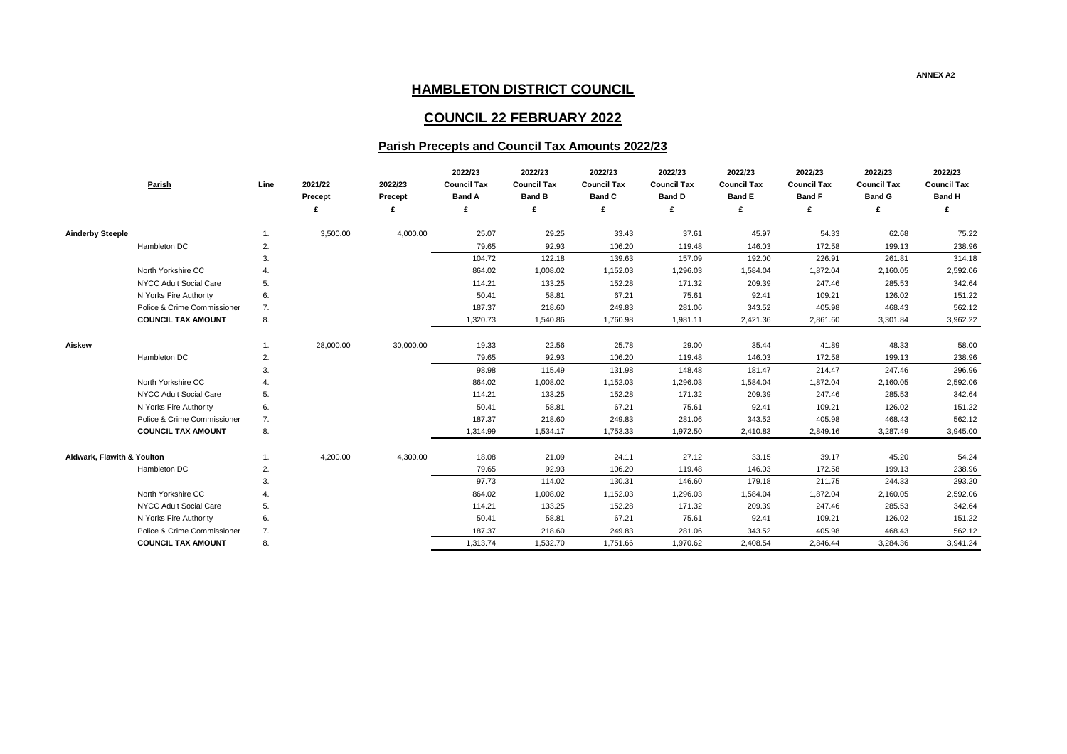ANNEX A2

# HAMBLETON DISTRICT COUNCIL

## COUNCIL 22 FEBRUARY 2022

### Parish Precepts and Council Tax Amounts 2022/23

| Parish | | Line | 2021/22 Precept £ | 2022/23 Precept £ | 2022/23 Council Tax Band A £ | 2022/23 Council Tax Band B £ | 2022/23 Council Tax Band C £ | 2022/23 Council Tax Band D £ | 2022/23 Council Tax Band E £ | 2022/23 Council Tax Band F £ | 2022/23 Council Tax Band G £ | 2022/23 Council Tax Band H £ |
|---|---|---|---|---|---|---|---|---|---|---|---|---|
| **Ainderby Steeple** | | 1. | 3,500.00 | 4,000.00 | 25.07 | 29.25 | 33.43 | 37.61 | 45.97 | 54.33 | 62.68 | 75.22 |
| | Hambleton DC | 2. | | | 79.65 | 92.93 | 106.20 | 119.48 | 146.03 | 172.58 | 199.13 | 238.96 |
| | | 3. | | | 104.72 | 122.18 | 139.63 | 157.09 | 192.00 | 226.91 | 261.81 | 314.18 |
| | North Yorkshire CC | 4. | | | 864.02 | 1,008.02 | 1,152.03 | 1,296.03 | 1,584.04 | 1,872.04 | 2,160.05 | 2,592.06 |
| | NYCC Adult Social Care | 5. | | | 114.21 | 133.25 | 152.28 | 171.32 | 209.39 | 247.46 | 285.53 | 342.64 |
| | N Yorks Fire Authority | 6. | | | 50.41 | 58.81 | 67.21 | 75.61 | 92.41 | 109.21 | 126.02 | 151.22 |
| | Police & Crime Commissioner | 7. | | | 187.37 | 218.60 | 249.83 | 281.06 | 343.52 | 405.98 | 468.43 | 562.12 |
| | **COUNCIL TAX AMOUNT** | 8. | | | 1,320.73 | 1,540.86 | 1,760.98 | 1,981.11 | 2,421.36 | 2,861.60 | 3,301.84 | 3,962.22 |
| **Aiskew** | | 1. | 28,000.00 | 30,000.00 | 19.33 | 22.56 | 25.78 | 29.00 | 35.44 | 41.89 | 48.33 | 58.00 |
| | Hambleton DC | 2. | | | 79.65 | 92.93 | 106.20 | 119.48 | 146.03 | 172.58 | 199.13 | 238.96 |
| | | 3. | | | 98.98 | 115.49 | 131.98 | 148.48 | 181.47 | 214.47 | 247.46 | 296.96 |
| | North Yorkshire CC | 4. | | | 864.02 | 1,008.02 | 1,152.03 | 1,296.03 | 1,584.04 | 1,872.04 | 2,160.05 | 2,592.06 |
| | NYCC Adult Social Care | 5. | | | 114.21 | 133.25 | 152.28 | 171.32 | 209.39 | 247.46 | 285.53 | 342.64 |
| | N Yorks Fire Authority | 6. | | | 50.41 | 58.81 | 67.21 | 75.61 | 92.41 | 109.21 | 126.02 | 151.22 |
| | Police & Crime Commissioner | 7. | | | 187.37 | 218.60 | 249.83 | 281.06 | 343.52 | 405.98 | 468.43 | 562.12 |
| | **COUNCIL TAX AMOUNT** | 8. | | | 1,314.99 | 1,534.17 | 1,753.33 | 1,972.50 | 2,410.83 | 2,849.16 | 3,287.49 | 3,945.00 |
| **Aldwark, Flawith & Youlton** | | 1. | 4,200.00 | 4,300.00 | 18.08 | 21.09 | 24.11 | 27.12 | 33.15 | 39.17 | 45.20 | 54.24 |
| | Hambleton DC | 2. | | | 79.65 | 92.93 | 106.20 | 119.48 | 146.03 | 172.58 | 199.13 | 238.96 |
| | | 3. | | | 97.73 | 114.02 | 130.31 | 146.60 | 179.18 | 211.75 | 244.33 | 293.20 |
| | North Yorkshire CC | 4. | | | 864.02 | 1,008.02 | 1,152.03 | 1,296.03 | 1,584.04 | 1,872.04 | 2,160.05 | 2,592.06 |
| | NYCC Adult Social Care | 5. | | | 114.21 | 133.25 | 152.28 | 171.32 | 209.39 | 247.46 | 285.53 | 342.64 |
| | N Yorks Fire Authority | 6. | | | 50.41 | 58.81 | 67.21 | 75.61 | 92.41 | 109.21 | 126.02 | 151.22 |
| | Police & Crime Commissioner | 7. | | | 187.37 | 218.60 | 249.83 | 281.06 | 343.52 | 405.98 | 468.43 | 562.12 |
| | **COUNCIL TAX AMOUNT** | 8. | | | 1,313.74 | 1,532.70 | 1,751.66 | 1,970.62 | 2,408.54 | 2,846.44 | 3,284.36 | 3,941.24 |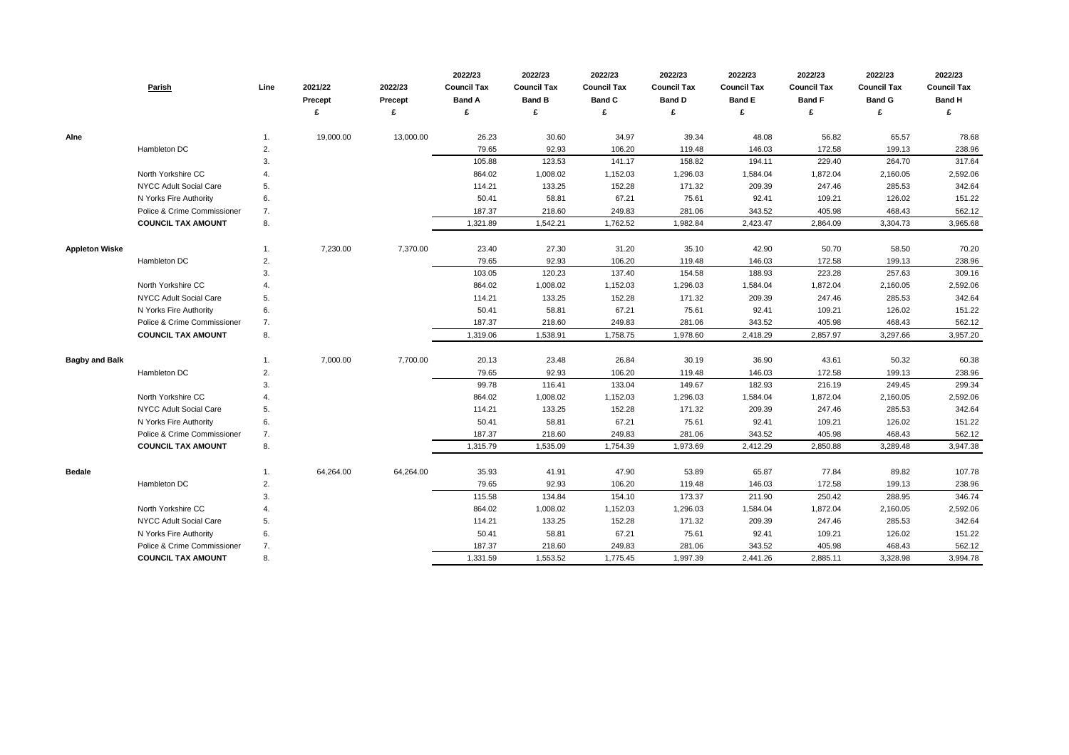| Parish | | Line | 2021/22 Precept £ | 2022/23 Precept £ | 2022/23 Council Tax Band A £ | 2022/23 Council Tax Band B £ | 2022/23 Council Tax Band C £ | 2022/23 Council Tax Band D £ | 2022/23 Council Tax Band E £ | 2022/23 Council Tax Band F £ | 2022/23 Council Tax Band G £ | 2022/23 Council Tax Band H £ |
|---|---|---|---|---|---|---|---|---|---|---|---|---|
| **Alne** | | 1. | 19,000.00 | 13,000.00 | 26.23 | 30.60 | 34.97 | 39.34 | 48.08 | 56.82 | 65.57 | 78.68 |
| | Hambleton DC | 2. | | | 79.65 | 92.93 | 106.20 | 119.48 | 146.03 | 172.58 | 199.13 | 238.96 |
| | | 3. | | | 105.88 | 123.53 | 141.17 | 158.82 | 194.11 | 229.40 | 264.70 | 317.64 |
| | North Yorkshire CC | 4. | | | 864.02 | 1,008.02 | 1,152.03 | 1,296.03 | 1,584.04 | 1,872.04 | 2,160.05 | 2,592.06 |
| | NYCC Adult Social Care | 5. | | | 114.21 | 133.25 | 152.28 | 171.32 | 209.39 | 247.46 | 285.53 | 342.64 |
| | N Yorks Fire Authority | 6. | | | 50.41 | 58.81 | 67.21 | 75.61 | 92.41 | 109.21 | 126.02 | 151.22 |
| | Police & Crime Commissioner | 7. | | | 187.37 | 218.60 | 249.83 | 281.06 | 343.52 | 405.98 | 468.43 | 562.12 |
| | **COUNCIL TAX AMOUNT** | 8. | | | 1,321.89 | 1,542.21 | 1,762.52 | 1,982.84 | 2,423.47 | 2,864.09 | 3,304.73 | 3,965.68 |
| **Appleton Wiske** | | 1. | 7,230.00 | 7,370.00 | 23.40 | 27.30 | 31.20 | 35.10 | 42.90 | 50.70 | 58.50 | 70.20 |
| | Hambleton DC | 2. | | | 79.65 | 92.93 | 106.20 | 119.48 | 146.03 | 172.58 | 199.13 | 238.96 |
| | | 3. | | | 103.05 | 120.23 | 137.40 | 154.58 | 188.93 | 223.28 | 257.63 | 309.16 |
| | North Yorkshire CC | 4. | | | 864.02 | 1,008.02 | 1,152.03 | 1,296.03 | 1,584.04 | 1,872.04 | 2,160.05 | 2,592.06 |
| | NYCC Adult Social Care | 5. | | | 114.21 | 133.25 | 152.28 | 171.32 | 209.39 | 247.46 | 285.53 | 342.64 |
| | N Yorks Fire Authority | 6. | | | 50.41 | 58.81 | 67.21 | 75.61 | 92.41 | 109.21 | 126.02 | 151.22 |
| | Police & Crime Commissioner | 7. | | | 187.37 | 218.60 | 249.83 | 281.06 | 343.52 | 405.98 | 468.43 | 562.12 |
| | **COUNCIL TAX AMOUNT** | 8. | | | 1,319.06 | 1,538.91 | 1,758.75 | 1,978.60 | 2,418.29 | 2,857.97 | 3,297.66 | 3,957.20 |
| **Bagby and Balk** | | 1. | 7,000.00 | 7,700.00 | 20.13 | 23.48 | 26.84 | 30.19 | 36.90 | 43.61 | 50.32 | 60.38 |
| | Hambleton DC | 2. | | | 79.65 | 92.93 | 106.20 | 119.48 | 146.03 | 172.58 | 199.13 | 238.96 |
| | | 3. | | | 99.78 | 116.41 | 133.04 | 149.67 | 182.93 | 216.19 | 249.45 | 299.34 |
| | North Yorkshire CC | 4. | | | 864.02 | 1,008.02 | 1,152.03 | 1,296.03 | 1,584.04 | 1,872.04 | 2,160.05 | 2,592.06 |
| | NYCC Adult Social Care | 5. | | | 114.21 | 133.25 | 152.28 | 171.32 | 209.39 | 247.46 | 285.53 | 342.64 |
| | N Yorks Fire Authority | 6. | | | 50.41 | 58.81 | 67.21 | 75.61 | 92.41 | 109.21 | 126.02 | 151.22 |
| | Police & Crime Commissioner | 7. | | | 187.37 | 218.60 | 249.83 | 281.06 | 343.52 | 405.98 | 468.43 | 562.12 |
| | **COUNCIL TAX AMOUNT** | 8. | | | 1,315.79 | 1,535.09 | 1,754.39 | 1,973.69 | 2,412.29 | 2,850.88 | 3,289.48 | 3,947.38 |
| **Bedale** | | 1. | 64,264.00 | 64,264.00 | 35.93 | 41.91 | 47.90 | 53.89 | 65.87 | 77.84 | 89.82 | 107.78 |
| | Hambleton DC | 2. | | | 79.65 | 92.93 | 106.20 | 119.48 | 146.03 | 172.58 | 199.13 | 238.96 |
| | | 3. | | | 115.58 | 134.84 | 154.10 | 173.37 | 211.90 | 250.42 | 288.95 | 346.74 |
| | North Yorkshire CC | 4. | | | 864.02 | 1,008.02 | 1,152.03 | 1,296.03 | 1,584.04 | 1,872.04 | 2,160.05 | 2,592.06 |
| | NYCC Adult Social Care | 5. | | | 114.21 | 133.25 | 152.28 | 171.32 | 209.39 | 247.46 | 285.53 | 342.64 |
| | N Yorks Fire Authority | 6. | | | 50.41 | 58.81 | 67.21 | 75.61 | 92.41 | 109.21 | 126.02 | 151.22 |
| | Police & Crime Commissioner | 7. | | | 187.37 | 218.60 | 249.83 | 281.06 | 343.52 | 405.98 | 468.43 | 562.12 |
| | **COUNCIL TAX AMOUNT** | 8. | | | 1,331.59 | 1,553.52 | 1,775.45 | 1,997.39 | 2,441.26 | 2,885.11 | 3,328.98 | 3,994.78 |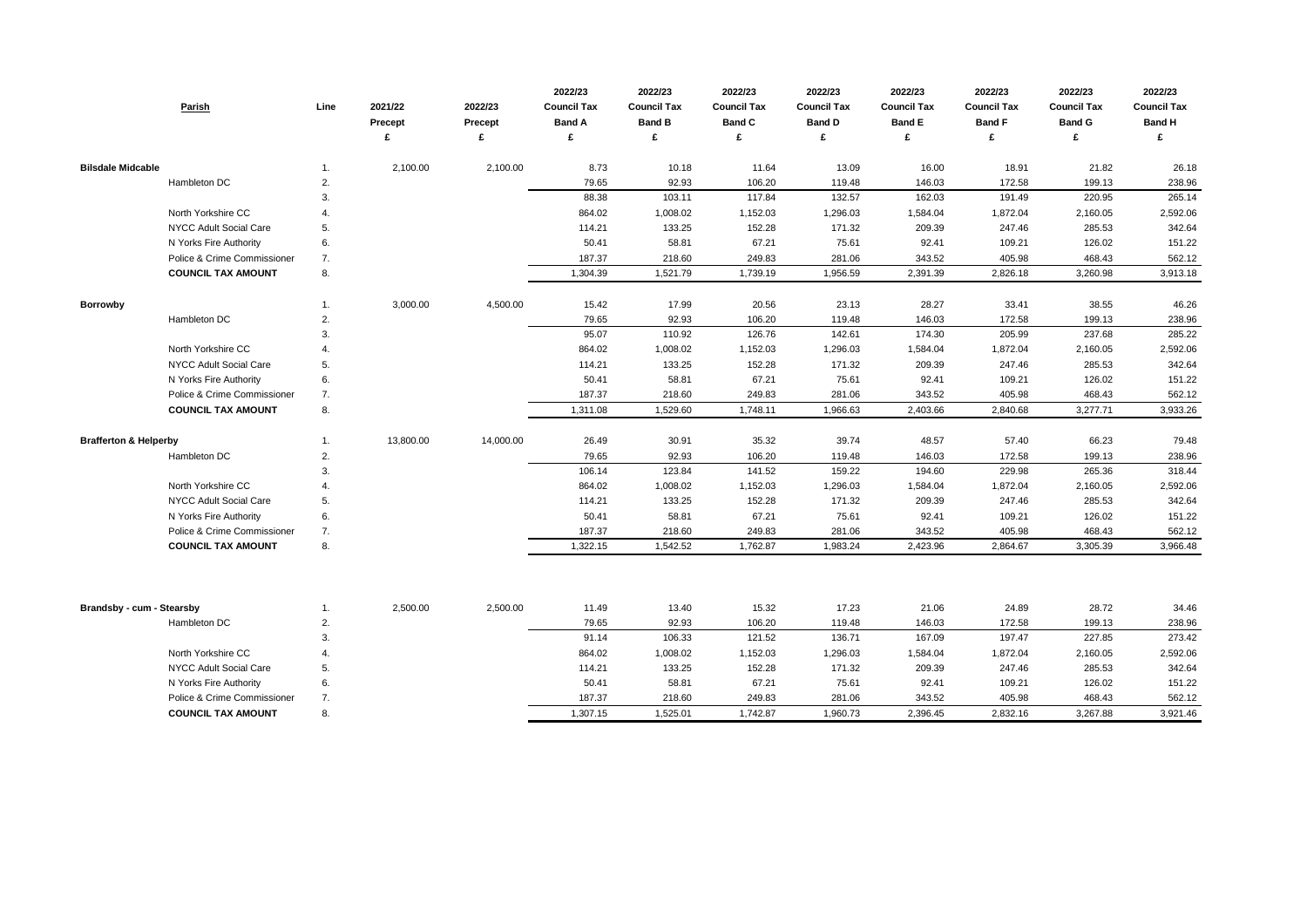| Parish | | Line | 2021/22 Precept £ | 2022/23 Precept £ | 2022/23 Council Tax Band A £ | 2022/23 Council Tax Band B £ | 2022/23 Council Tax Band C £ | 2022/23 Council Tax Band D £ | 2022/23 Council Tax Band E £ | 2022/23 Council Tax Band F £ | 2022/23 Council Tax Band G £ | 2022/23 Council Tax Band H £ |
|---|---|---|---|---|---|---|---|---|---|---|---|---|
| **Bilsdale Midcable** | | 1. | 2,100.00 | 2,100.00 | 8.73 | 10.18 | 11.64 | 13.09 | 16.00 | 18.91 | 21.82 | 26.18 |
| | Hambleton DC | 2. | | | 79.65 | 92.93 | 106.20 | 119.48 | 146.03 | 172.58 | 199.13 | 238.96 |
| | | 3. | | | 88.38 | 103.11 | 117.84 | 132.57 | 162.03 | 191.49 | 220.95 | 265.14 |
| | North Yorkshire CC | 4. | | | 864.02 | 1,008.02 | 1,152.03 | 1,296.03 | 1,584.04 | 1,872.04 | 2,160.05 | 2,592.06 |
| | NYCC Adult Social Care | 5. | | | 114.21 | 133.25 | 152.28 | 171.32 | 209.39 | 247.46 | 285.53 | 342.64 |
| | N Yorks Fire Authority | 6. | | | 50.41 | 58.81 | 67.21 | 75.61 | 92.41 | 109.21 | 126.02 | 151.22 |
| | Police & Crime Commissioner | 7. | | | 187.37 | 218.60 | 249.83 | 281.06 | 343.52 | 405.98 | 468.43 | 562.12 |
| | **COUNCIL TAX AMOUNT** | 8. | | | 1,304.39 | 1,521.79 | 1,739.19 | 1,956.59 | 2,391.39 | 2,826.18 | 3,260.98 | 3,913.18 |
| **Borrowby** | | 1. | 3,000.00 | 4,500.00 | 15.42 | 17.99 | 20.56 | 23.13 | 28.27 | 33.41 | 38.55 | 46.26 |
| | Hambleton DC | 2. | | | 79.65 | 92.93 | 106.20 | 119.48 | 146.03 | 172.58 | 199.13 | 238.96 |
| | | 3. | | | 95.07 | 110.92 | 126.76 | 142.61 | 174.30 | 205.99 | 237.68 | 285.22 |
| | North Yorkshire CC | 4. | | | 864.02 | 1,008.02 | 1,152.03 | 1,296.03 | 1,584.04 | 1,872.04 | 2,160.05 | 2,592.06 |
| | NYCC Adult Social Care | 5. | | | 114.21 | 133.25 | 152.28 | 171.32 | 209.39 | 247.46 | 285.53 | 342.64 |
| | N Yorks Fire Authority | 6. | | | 50.41 | 58.81 | 67.21 | 75.61 | 92.41 | 109.21 | 126.02 | 151.22 |
| | Police & Crime Commissioner | 7. | | | 187.37 | 218.60 | 249.83 | 281.06 | 343.52 | 405.98 | 468.43 | 562.12 |
| | **COUNCIL TAX AMOUNT** | 8. | | | 1,311.08 | 1,529.60 | 1,748.11 | 1,966.63 | 2,403.66 | 2,840.68 | 3,277.71 | 3,933.26 |
| **Brafferton & Helperby** | | 1. | 13,800.00 | 14,000.00 | 26.49 | 30.91 | 35.32 | 39.74 | 48.57 | 57.40 | 66.23 | 79.48 |
| | Hambleton DC | 2. | | | 79.65 | 92.93 | 106.20 | 119.48 | 146.03 | 172.58 | 199.13 | 238.96 |
| | | 3. | | | 106.14 | 123.84 | 141.52 | 159.22 | 194.60 | 229.98 | 265.36 | 318.44 |
| | North Yorkshire CC | 4. | | | 864.02 | 1,008.02 | 1,152.03 | 1,296.03 | 1,584.04 | 1,872.04 | 2,160.05 | 2,592.06 |
| | NYCC Adult Social Care | 5. | | | 114.21 | 133.25 | 152.28 | 171.32 | 209.39 | 247.46 | 285.53 | 342.64 |
| | N Yorks Fire Authority | 6. | | | 50.41 | 58.81 | 67.21 | 75.61 | 92.41 | 109.21 | 126.02 | 151.22 |
| | Police & Crime Commissioner | 7. | | | 187.37 | 218.60 | 249.83 | 281.06 | 343.52 | 405.98 | 468.43 | 562.12 |
| | **COUNCIL TAX AMOUNT** | 8. | | | 1,322.15 | 1,542.52 | 1,762.87 | 1,983.24 | 2,423.96 | 2,864.67 | 3,305.39 | 3,966.48 |
| **Brandsby - cum - Stearsby** | | 1. | 2,500.00 | 2,500.00 | 11.49 | 13.40 | 15.32 | 17.23 | 21.06 | 24.89 | 28.72 | 34.46 |
| | Hambleton DC | 2. | | | 79.65 | 92.93 | 106.20 | 119.48 | 146.03 | 172.58 | 199.13 | 238.96 |
| | | 3. | | | 91.14 | 106.33 | 121.52 | 136.71 | 167.09 | 197.47 | 227.85 | 273.42 |
| | North Yorkshire CC | 4. | | | 864.02 | 1,008.02 | 1,152.03 | 1,296.03 | 1,584.04 | 1,872.04 | 2,160.05 | 2,592.06 |
| | NYCC Adult Social Care | 5. | | | 114.21 | 133.25 | 152.28 | 171.32 | 209.39 | 247.46 | 285.53 | 342.64 |
| | N Yorks Fire Authority | 6. | | | 50.41 | 58.81 | 67.21 | 75.61 | 92.41 | 109.21 | 126.02 | 151.22 |
| | Police & Crime Commissioner | 7. | | | 187.37 | 218.60 | 249.83 | 281.06 | 343.52 | 405.98 | 468.43 | 562.12 |
| | **COUNCIL TAX AMOUNT** | 8. | | | 1,307.15 | 1,525.01 | 1,742.87 | 1,960.73 | 2,396.45 | 2,832.16 | 3,267.88 | 3,921.46 |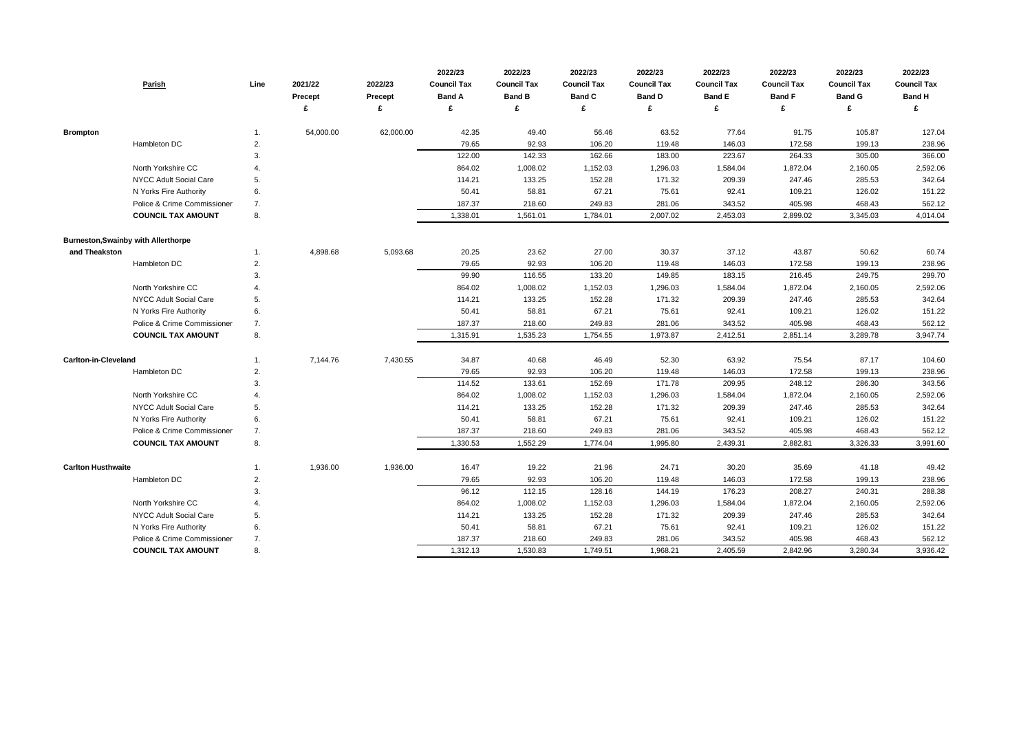| Parish | | Line | 2021/22 Precept £ | 2022/23 Precept £ | 2022/23 Council Tax Band A £ | 2022/23 Council Tax Band B £ | 2022/23 Council Tax Band C £ | 2022/23 Council Tax Band D £ | 2022/23 Council Tax Band E £ | 2022/23 Council Tax Band F £ | 2022/23 Council Tax Band G £ | 2022/23 Council Tax Band H £ |
|---|---|---|---|---|---|---|---|---|---|---|---|---|
| **Brompton** | | 1. | 54,000.00 | 62,000.00 | 42.35 | 49.40 | 56.46 | 63.52 | 77.64 | 91.75 | 105.87 | 127.04 |
| | Hambleton DC | 2. | | | 79.65 | 92.93 | 106.20 | 119.48 | 146.03 | 172.58 | 199.13 | 238.96 |
| | | 3. | | | 122.00 | 142.33 | 162.66 | 183.00 | 223.67 | 264.33 | 305.00 | 366.00 |
| | North Yorkshire CC | 4. | | | 864.02 | 1,008.02 | 1,152.03 | 1,296.03 | 1,584.04 | 1,872.04 | 2,160.05 | 2,592.06 |
| | NYCC Adult Social Care | 5. | | | 114.21 | 133.25 | 152.28 | 171.32 | 209.39 | 247.46 | 285.53 | 342.64 |
| | N Yorks Fire Authority | 6. | | | 50.41 | 58.81 | 67.21 | 75.61 | 92.41 | 109.21 | 126.02 | 151.22 |
| | Police & Crime Commissioner | 7. | | | 187.37 | 218.60 | 249.83 | 281.06 | 343.52 | 405.98 | 468.43 | 562.12 |
| | **COUNCIL TAX AMOUNT** | 8. | | | 1,338.01 | 1,561.01 | 1,784.01 | 2,007.02 | 2,453.03 | 2,899.02 | 3,345.03 | 4,014.04 |
| **Burneston,Swainby with Allerthorpe and Theakston** | | 1. | 4,898.68 | 5,093.68 | 20.25 | 23.62 | 27.00 | 30.37 | 37.12 | 43.87 | 50.62 | 60.74 |
| | Hambleton DC | 2. | | | 79.65 | 92.93 | 106.20 | 119.48 | 146.03 | 172.58 | 199.13 | 238.96 |
| | | 3. | | | 99.90 | 116.55 | 133.20 | 149.85 | 183.15 | 216.45 | 249.75 | 299.70 |
| | North Yorkshire CC | 4. | | | 864.02 | 1,008.02 | 1,152.03 | 1,296.03 | 1,584.04 | 1,872.04 | 2,160.05 | 2,592.06 |
| | NYCC Adult Social Care | 5. | | | 114.21 | 133.25 | 152.28 | 171.32 | 209.39 | 247.46 | 285.53 | 342.64 |
| | N Yorks Fire Authority | 6. | | | 50.41 | 58.81 | 67.21 | 75.61 | 92.41 | 109.21 | 126.02 | 151.22 |
| | Police & Crime Commissioner | 7. | | | 187.37 | 218.60 | 249.83 | 281.06 | 343.52 | 405.98 | 468.43 | 562.12 |
| | **COUNCIL TAX AMOUNT** | 8. | | | 1,315.91 | 1,535.23 | 1,754.55 | 1,973.87 | 2,412.51 | 2,851.14 | 3,289.78 | 3,947.74 |
| **Carlton-in-Cleveland** | | 1. | 7,144.76 | 7,430.55 | 34.87 | 40.68 | 46.49 | 52.30 | 63.92 | 75.54 | 87.17 | 104.60 |
| | Hambleton DC | 2. | | | 79.65 | 92.93 | 106.20 | 119.48 | 146.03 | 172.58 | 199.13 | 238.96 |
| | | 3. | | | 114.52 | 133.61 | 152.69 | 171.78 | 209.95 | 248.12 | 286.30 | 343.56 |
| | North Yorkshire CC | 4. | | | 864.02 | 1,008.02 | 1,152.03 | 1,296.03 | 1,584.04 | 1,872.04 | 2,160.05 | 2,592.06 |
| | NYCC Adult Social Care | 5. | | | 114.21 | 133.25 | 152.28 | 171.32 | 209.39 | 247.46 | 285.53 | 342.64 |
| | N Yorks Fire Authority | 6. | | | 50.41 | 58.81 | 67.21 | 75.61 | 92.41 | 109.21 | 126.02 | 151.22 |
| | Police & Crime Commissioner | 7. | | | 187.37 | 218.60 | 249.83 | 281.06 | 343.52 | 405.98 | 468.43 | 562.12 |
| | **COUNCIL TAX AMOUNT** | 8. | | | 1,330.53 | 1,552.29 | 1,774.04 | 1,995.80 | 2,439.31 | 2,882.81 | 3,326.33 | 3,991.60 |
| **Carlton Husthwaite** | | 1. | 1,936.00 | 1,936.00 | 16.47 | 19.22 | 21.96 | 24.71 | 30.20 | 35.69 | 41.18 | 49.42 |
| | Hambleton DC | 2. | | | 79.65 | 92.93 | 106.20 | 119.48 | 146.03 | 172.58 | 199.13 | 238.96 |
| | | 3. | | | 96.12 | 112.15 | 128.16 | 144.19 | 176.23 | 208.27 | 240.31 | 288.38 |
| | North Yorkshire CC | 4. | | | 864.02 | 1,008.02 | 1,152.03 | 1,296.03 | 1,584.04 | 1,872.04 | 2,160.05 | 2,592.06 |
| | NYCC Adult Social Care | 5. | | | 114.21 | 133.25 | 152.28 | 171.32 | 209.39 | 247.46 | 285.53 | 342.64 |
| | N Yorks Fire Authority | 6. | | | 50.41 | 58.81 | 67.21 | 75.61 | 92.41 | 109.21 | 126.02 | 151.22 |
| | Police & Crime Commissioner | 7. | | | 187.37 | 218.60 | 249.83 | 281.06 | 343.52 | 405.98 | 468.43 | 562.12 |
| | **COUNCIL TAX AMOUNT** | 8. | | | 1,312.13 | 1,530.83 | 1,749.51 | 1,968.21 | 2,405.59 | 2,842.96 | 3,280.34 | 3,936.42 |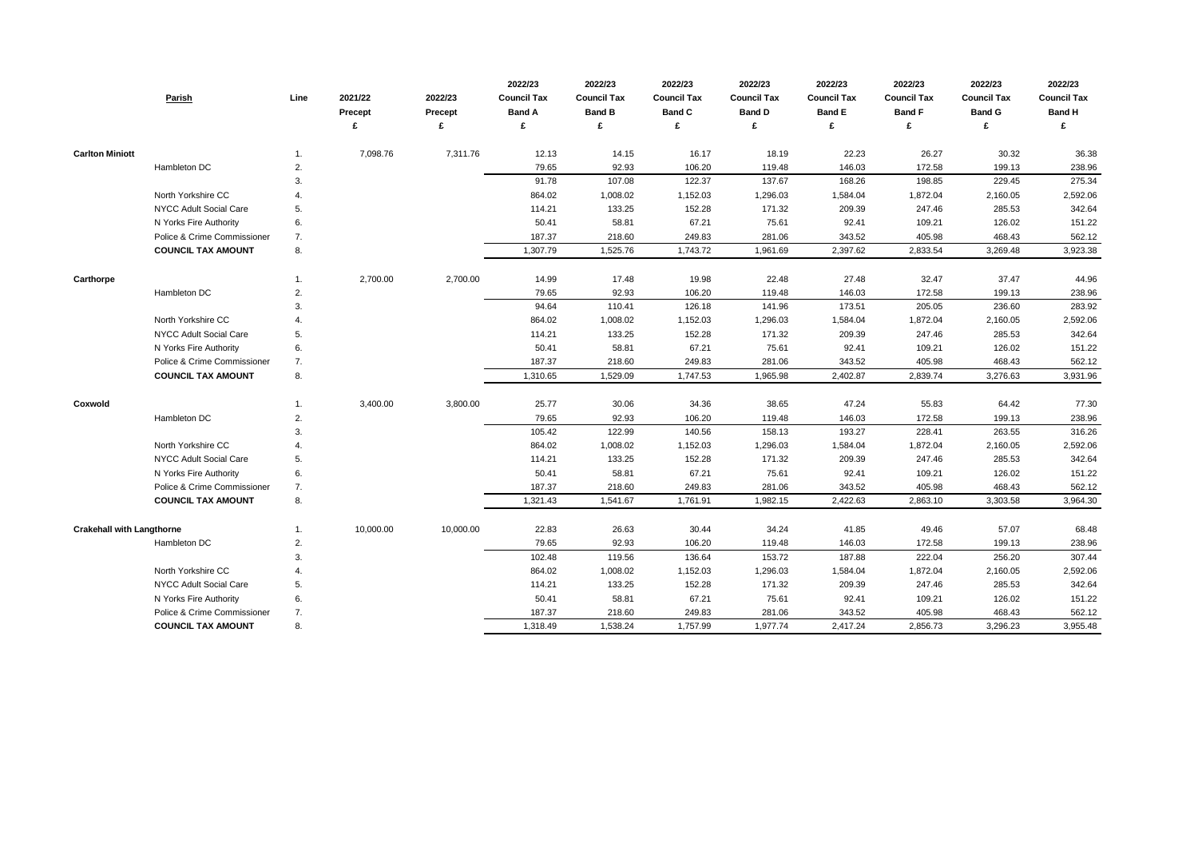| Parish | | Line | 2021/22 Precept £ | 2022/23 Precept £ | 2022/23 Council Tax Band A £ | 2022/23 Council Tax Band B £ | 2022/23 Council Tax Band C £ | 2022/23 Council Tax Band D £ | 2022/23 Council Tax Band E £ | 2022/23 Council Tax Band F £ | 2022/23 Council Tax Band G £ | 2022/23 Council Tax Band H £ |
|---|---|---|---|---|---|---|---|---|---|---|---|---|
| **Carlton Miniott** | | 1. | 7,098.76 | 7,311.76 | 12.13 | 14.15 | 16.17 | 18.19 | 22.23 | 26.27 | 30.32 | 36.38 |
| | Hambleton DC | 2. | | | 79.65 | 92.93 | 106.20 | 119.48 | 146.03 | 172.58 | 199.13 | 238.96 |
| | | 3. | | | 91.78 | 107.08 | 122.37 | 137.67 | 168.26 | 198.85 | 229.45 | 275.34 |
| | North Yorkshire CC | 4. | | | 864.02 | 1,008.02 | 1,152.03 | 1,296.03 | 1,584.04 | 1,872.04 | 2,160.05 | 2,592.06 |
| | NYCC Adult Social Care | 5. | | | 114.21 | 133.25 | 152.28 | 171.32 | 209.39 | 247.46 | 285.53 | 342.64 |
| | N Yorks Fire Authority | 6. | | | 50.41 | 58.81 | 67.21 | 75.61 | 92.41 | 109.21 | 126.02 | 151.22 |
| | Police & Crime Commissioner | 7. | | | 187.37 | 218.60 | 249.83 | 281.06 | 343.52 | 405.98 | 468.43 | 562.12 |
| | **COUNCIL TAX AMOUNT** | 8. | | | 1,307.79 | 1,525.76 | 1,743.72 | 1,961.69 | 2,397.62 | 2,833.54 | 3,269.48 | 3,923.38 |
| **Carthorpe** | | 1. | 2,700.00 | 2,700.00 | 14.99 | 17.48 | 19.98 | 22.48 | 27.48 | 32.47 | 37.47 | 44.96 |
| | Hambleton DC | 2. | | | 79.65 | 92.93 | 106.20 | 119.48 | 146.03 | 172.58 | 199.13 | 238.96 |
| | | 3. | | | 94.64 | 110.41 | 126.18 | 141.96 | 173.51 | 205.05 | 236.60 | 283.92 |
| | North Yorkshire CC | 4. | | | 864.02 | 1,008.02 | 1,152.03 | 1,296.03 | 1,584.04 | 1,872.04 | 2,160.05 | 2,592.06 |
| | NYCC Adult Social Care | 5. | | | 114.21 | 133.25 | 152.28 | 171.32 | 209.39 | 247.46 | 285.53 | 342.64 |
| | N Yorks Fire Authority | 6. | | | 50.41 | 58.81 | 67.21 | 75.61 | 92.41 | 109.21 | 126.02 | 151.22 |
| | Police & Crime Commissioner | 7. | | | 187.37 | 218.60 | 249.83 | 281.06 | 343.52 | 405.98 | 468.43 | 562.12 |
| | **COUNCIL TAX AMOUNT** | 8. | | | 1,310.65 | 1,529.09 | 1,747.53 | 1,965.98 | 2,402.87 | 2,839.74 | 3,276.63 | 3,931.96 |
| **Coxwold** | | 1. | 3,400.00 | 3,800.00 | 25.77 | 30.06 | 34.36 | 38.65 | 47.24 | 55.83 | 64.42 | 77.30 |
| | Hambleton DC | 2. | | | 79.65 | 92.93 | 106.20 | 119.48 | 146.03 | 172.58 | 199.13 | 238.96 |
| | | 3. | | | 105.42 | 122.99 | 140.56 | 158.13 | 193.27 | 228.41 | 263.55 | 316.26 |
| | North Yorkshire CC | 4. | | | 864.02 | 1,008.02 | 1,152.03 | 1,296.03 | 1,584.04 | 1,872.04 | 2,160.05 | 2,592.06 |
| | NYCC Adult Social Care | 5. | | | 114.21 | 133.25 | 152.28 | 171.32 | 209.39 | 247.46 | 285.53 | 342.64 |
| | N Yorks Fire Authority | 6. | | | 50.41 | 58.81 | 67.21 | 75.61 | 92.41 | 109.21 | 126.02 | 151.22 |
| | Police & Crime Commissioner | 7. | | | 187.37 | 218.60 | 249.83 | 281.06 | 343.52 | 405.98 | 468.43 | 562.12 |
| | **COUNCIL TAX AMOUNT** | 8. | | | 1,321.43 | 1,541.67 | 1,761.91 | 1,982.15 | 2,422.63 | 2,863.10 | 3,303.58 | 3,964.30 |
| **Crakehall with Langthorne** | | 1. | 10,000.00 | 10,000.00 | 22.83 | 26.63 | 30.44 | 34.24 | 41.85 | 49.46 | 57.07 | 68.48 |
| | Hambleton DC | 2. | | | 79.65 | 92.93 | 106.20 | 119.48 | 146.03 | 172.58 | 199.13 | 238.96 |
| | | 3. | | | 102.48 | 119.56 | 136.64 | 153.72 | 187.88 | 222.04 | 256.20 | 307.44 |
| | North Yorkshire CC | 4. | | | 864.02 | 1,008.02 | 1,152.03 | 1,296.03 | 1,584.04 | 1,872.04 | 2,160.05 | 2,592.06 |
| | NYCC Adult Social Care | 5. | | | 114.21 | 133.25 | 152.28 | 171.32 | 209.39 | 247.46 | 285.53 | 342.64 |
| | N Yorks Fire Authority | 6. | | | 50.41 | 58.81 | 67.21 | 75.61 | 92.41 | 109.21 | 126.02 | 151.22 |
| | Police & Crime Commissioner | 7. | | | 187.37 | 218.60 | 249.83 | 281.06 | 343.52 | 405.98 | 468.43 | 562.12 |
| | **COUNCIL TAX AMOUNT** | 8. | | | 1,318.49 | 1,538.24 | 1,757.99 | 1,977.74 | 2,417.24 | 2,856.73 | 3,296.23 | 3,955.48 |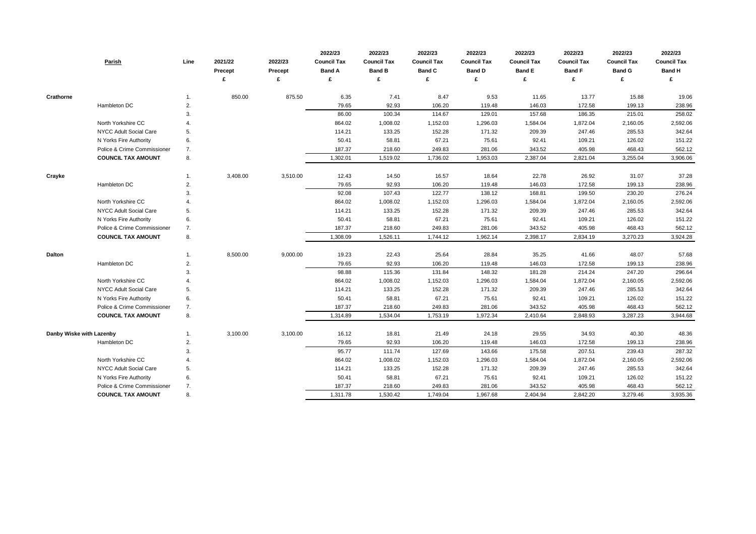| | Parish | Line | 2021/22 Precept £ | 2022/23 Precept £ | 2022/23 Council Tax Band A £ | 2022/23 Council Tax Band B £ | 2022/23 Council Tax Band C £ | 2022/23 Council Tax Band D £ | 2022/23 Council Tax Band E £ | 2022/23 Council Tax Band F £ | 2022/23 Council Tax Band G £ | 2022/23 Council Tax Band H £ |
|---|---|---|---|---|---|---|---|---|---|---|---|---|
| **Crathorne** | | 1. | 850.00 | 875.50 | 6.35 | 7.41 | 8.47 | 9.53 | 11.65 | 13.77 | 15.88 | 19.06 |
| | Hambleton DC | 2. | | | 79.65 | 92.93 | 106.20 | 119.48 | 146.03 | 172.58 | 199.13 | 238.96 |
| | | 3. | | | 86.00 | 100.34 | 114.67 | 129.01 | 157.68 | 186.35 | 215.01 | 258.02 |
| | North Yorkshire CC | 4. | | | 864.02 | 1,008.02 | 1,152.03 | 1,296.03 | 1,584.04 | 1,872.04 | 2,160.05 | 2,592.06 |
| | NYCC Adult Social Care | 5. | | | 114.21 | 133.25 | 152.28 | 171.32 | 209.39 | 247.46 | 285.53 | 342.64 |
| | N Yorks Fire Authority | 6. | | | 50.41 | 58.81 | 67.21 | 75.61 | 92.41 | 109.21 | 126.02 | 151.22 |
| | Police & Crime Commissioner | 7. | | | 187.37 | 218.60 | 249.83 | 281.06 | 343.52 | 405.98 | 468.43 | 562.12 |
| | **COUNCIL TAX AMOUNT** | 8. | | | 1,302.01 | 1,519.02 | 1,736.02 | 1,953.03 | 2,387.04 | 2,821.04 | 3,255.04 | 3,906.06 |
| **Crayke** | | 1. | 3,408.00 | 3,510.00 | 12.43 | 14.50 | 16.57 | 18.64 | 22.78 | 26.92 | 31.07 | 37.28 |
| | Hambleton DC | 2. | | | 79.65 | 92.93 | 106.20 | 119.48 | 146.03 | 172.58 | 199.13 | 238.96 |
| | | 3. | | | 92.08 | 107.43 | 122.77 | 138.12 | 168.81 | 199.50 | 230.20 | 276.24 |
| | North Yorkshire CC | 4. | | | 864.02 | 1,008.02 | 1,152.03 | 1,296.03 | 1,584.04 | 1,872.04 | 2,160.05 | 2,592.06 |
| | NYCC Adult Social Care | 5. | | | 114.21 | 133.25 | 152.28 | 171.32 | 209.39 | 247.46 | 285.53 | 342.64 |
| | N Yorks Fire Authority | 6. | | | 50.41 | 58.81 | 67.21 | 75.61 | 92.41 | 109.21 | 126.02 | 151.22 |
| | Police & Crime Commissioner | 7. | | | 187.37 | 218.60 | 249.83 | 281.06 | 343.52 | 405.98 | 468.43 | 562.12 |
| | **COUNCIL TAX AMOUNT** | 8. | | | 1,308.09 | 1,526.11 | 1,744.12 | 1,962.14 | 2,398.17 | 2,834.19 | 3,270.23 | 3,924.28 |
| **Dalton** | | 1. | 8,500.00 | 9,000.00 | 19.23 | 22.43 | 25.64 | 28.84 | 35.25 | 41.66 | 48.07 | 57.68 |
| | Hambleton DC | 2. | | | 79.65 | 92.93 | 106.20 | 119.48 | 146.03 | 172.58 | 199.13 | 238.96 |
| | | 3. | | | 98.88 | 115.36 | 131.84 | 148.32 | 181.28 | 214.24 | 247.20 | 296.64 |
| | North Yorkshire CC | 4. | | | 864.02 | 1,008.02 | 1,152.03 | 1,296.03 | 1,584.04 | 1,872.04 | 2,160.05 | 2,592.06 |
| | NYCC Adult Social Care | 5. | | | 114.21 | 133.25 | 152.28 | 171.32 | 209.39 | 247.46 | 285.53 | 342.64 |
| | N Yorks Fire Authority | 6. | | | 50.41 | 58.81 | 67.21 | 75.61 | 92.41 | 109.21 | 126.02 | 151.22 |
| | Police & Crime Commissioner | 7. | | | 187.37 | 218.60 | 249.83 | 281.06 | 343.52 | 405.98 | 468.43 | 562.12 |
| | **COUNCIL TAX AMOUNT** | 8. | | | 1,314.89 | 1,534.04 | 1,753.19 | 1,972.34 | 2,410.64 | 2,848.93 | 3,287.23 | 3,944.68 |
| **Danby Wiske with Lazenby** | | 1. | 3,100.00 | 3,100.00 | 16.12 | 18.81 | 21.49 | 24.18 | 29.55 | 34.93 | 40.30 | 48.36 |
| | Hambleton DC | 2. | | | 79.65 | 92.93 | 106.20 | 119.48 | 146.03 | 172.58 | 199.13 | 238.96 |
| | | 3. | | | 95.77 | 111.74 | 127.69 | 143.66 | 175.58 | 207.51 | 239.43 | 287.32 |
| | North Yorkshire CC | 4. | | | 864.02 | 1,008.02 | 1,152.03 | 1,296.03 | 1,584.04 | 1,872.04 | 2,160.05 | 2,592.06 |
| | NYCC Adult Social Care | 5. | | | 114.21 | 133.25 | 152.28 | 171.32 | 209.39 | 247.46 | 285.53 | 342.64 |
| | N Yorks Fire Authority | 6. | | | 50.41 | 58.81 | 67.21 | 75.61 | 92.41 | 109.21 | 126.02 | 151.22 |
| | Police & Crime Commissioner | 7. | | | 187.37 | 218.60 | 249.83 | 281.06 | 343.52 | 405.98 | 468.43 | 562.12 |
| | **COUNCIL TAX AMOUNT** | 8. | | | 1,311.78 | 1,530.42 | 1,749.04 | 1,967.68 | 2,404.94 | 2,842.20 | 3,279.46 | 3,935.36 |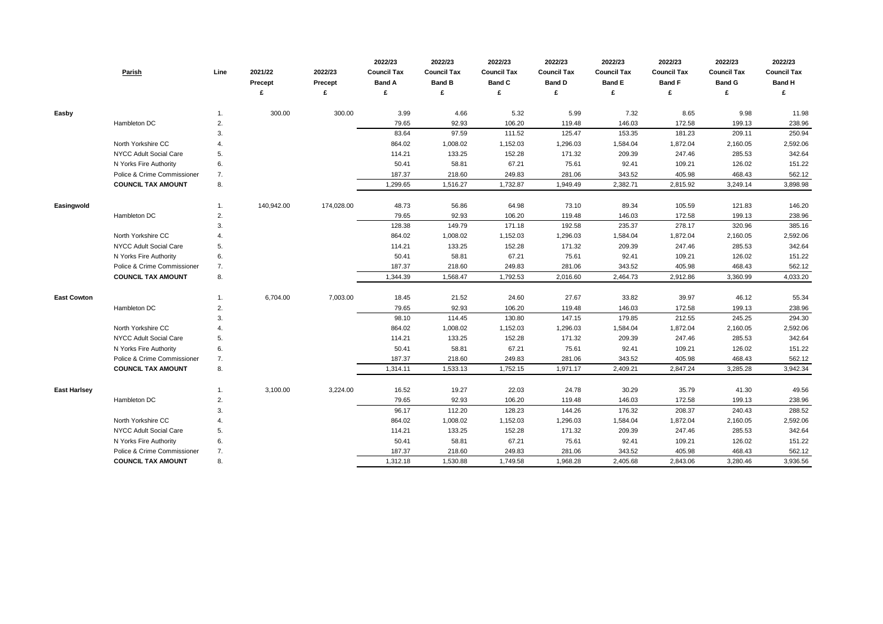| | Parish | Line | 2021/22 Precept £ | 2022/23 Precept £ | 2022/23 Council Tax Band A £ | 2022/23 Council Tax Band B £ | 2022/23 Council Tax Band C £ | 2022/23 Council Tax Band D £ | 2022/23 Council Tax Band E £ | 2022/23 Council Tax Band F £ | 2022/23 Council Tax Band G £ | 2022/23 Council Tax Band H £ |
|---|---|---|---|---|---|---|---|---|---|---|---|---|
| **Easby** | | 1. | 300.00 | 300.00 | 3.99 | 4.66 | 5.32 | 5.99 | 7.32 | 8.65 | 9.98 | 11.98 |
| | Hambleton DC | 2. | | | 79.65 | 92.93 | 106.20 | 119.48 | 146.03 | 172.58 | 199.13 | 238.96 |
| | | 3. | | | 83.64 | 97.59 | 111.52 | 125.47 | 153.35 | 181.23 | 209.11 | 250.94 |
| | North Yorkshire CC | 4. | | | 864.02 | 1,008.02 | 1,152.03 | 1,296.03 | 1,584.04 | 1,872.04 | 2,160.05 | 2,592.06 |
| | NYCC Adult Social Care | 5. | | | 114.21 | 133.25 | 152.28 | 171.32 | 209.39 | 247.46 | 285.53 | 342.64 |
| | N Yorks Fire Authority | 6. | | | 50.41 | 58.81 | 67.21 | 75.61 | 92.41 | 109.21 | 126.02 | 151.22 |
| | Police & Crime Commissioner | 7. | | | 187.37 | 218.60 | 249.83 | 281.06 | 343.52 | 405.98 | 468.43 | 562.12 |
| | **COUNCIL TAX AMOUNT** | 8. | | | 1,299.65 | 1,516.27 | 1,732.87 | 1,949.49 | 2,382.71 | 2,815.92 | 3,249.14 | 3,898.98 |
| **Easingwold** | | 1. | 140,942.00 | 174,028.00 | 48.73 | 56.86 | 64.98 | 73.10 | 89.34 | 105.59 | 121.83 | 146.20 |
| | Hambleton DC | 2. | | | 79.65 | 92.93 | 106.20 | 119.48 | 146.03 | 172.58 | 199.13 | 238.96 |
| | | 3. | | | 128.38 | 149.79 | 171.18 | 192.58 | 235.37 | 278.17 | 320.96 | 385.16 |
| | North Yorkshire CC | 4. | | | 864.02 | 1,008.02 | 1,152.03 | 1,296.03 | 1,584.04 | 1,872.04 | 2,160.05 | 2,592.06 |
| | NYCC Adult Social Care | 5. | | | 114.21 | 133.25 | 152.28 | 171.32 | 209.39 | 247.46 | 285.53 | 342.64 |
| | N Yorks Fire Authority | 6. | | | 50.41 | 58.81 | 67.21 | 75.61 | 92.41 | 109.21 | 126.02 | 151.22 |
| | Police & Crime Commissioner | 7. | | | 187.37 | 218.60 | 249.83 | 281.06 | 343.52 | 405.98 | 468.43 | 562.12 |
| | **COUNCIL TAX AMOUNT** | 8. | | | 1,344.39 | 1,568.47 | 1,792.53 | 2,016.60 | 2,464.73 | 2,912.86 | 3,360.99 | 4,033.20 |
| **East Cowton** | | 1. | 6,704.00 | 7,003.00 | 18.45 | 21.52 | 24.60 | 27.67 | 33.82 | 39.97 | 46.12 | 55.34 |
| | Hambleton DC | 2. | | | 79.65 | 92.93 | 106.20 | 119.48 | 146.03 | 172.58 | 199.13 | 238.96 |
| | | 3. | | | 98.10 | 114.45 | 130.80 | 147.15 | 179.85 | 212.55 | 245.25 | 294.30 |
| | North Yorkshire CC | 4. | | | 864.02 | 1,008.02 | 1,152.03 | 1,296.03 | 1,584.04 | 1,872.04 | 2,160.05 | 2,592.06 |
| | NYCC Adult Social Care | 5. | | | 114.21 | 133.25 | 152.28 | 171.32 | 209.39 | 247.46 | 285.53 | 342.64 |
| | N Yorks Fire Authority | 6. | | | 50.41 | 58.81 | 67.21 | 75.61 | 92.41 | 109.21 | 126.02 | 151.22 |
| | Police & Crime Commissioner | 7. | | | 187.37 | 218.60 | 249.83 | 281.06 | 343.52 | 405.98 | 468.43 | 562.12 |
| | **COUNCIL TAX AMOUNT** | 8. | | | 1,314.11 | 1,533.13 | 1,752.15 | 1,971.17 | 2,409.21 | 2,847.24 | 3,285.28 | 3,942.34 |
| **East Harlsey** | | 1. | 3,100.00 | 3,224.00 | 16.52 | 19.27 | 22.03 | 24.78 | 30.29 | 35.79 | 41.30 | 49.56 |
| | Hambleton DC | 2. | | | 79.65 | 92.93 | 106.20 | 119.48 | 146.03 | 172.58 | 199.13 | 238.96 |
| | | 3. | | | 96.17 | 112.20 | 128.23 | 144.26 | 176.32 | 208.37 | 240.43 | 288.52 |
| | North Yorkshire CC | 4. | | | 864.02 | 1,008.02 | 1,152.03 | 1,296.03 | 1,584.04 | 1,872.04 | 2,160.05 | 2,592.06 |
| | NYCC Adult Social Care | 5. | | | 114.21 | 133.25 | 152.28 | 171.32 | 209.39 | 247.46 | 285.53 | 342.64 |
| | N Yorks Fire Authority | 6. | | | 50.41 | 58.81 | 67.21 | 75.61 | 92.41 | 109.21 | 126.02 | 151.22 |
| | Police & Crime Commissioner | 7. | | | 187.37 | 218.60 | 249.83 | 281.06 | 343.52 | 405.98 | 468.43 | 562.12 |
| | **COUNCIL TAX AMOUNT** | 8. | | | 1,312.18 | 1,530.88 | 1,749.58 | 1,968.28 | 2,405.68 | 2,843.06 | 3,280.46 | 3,936.56 |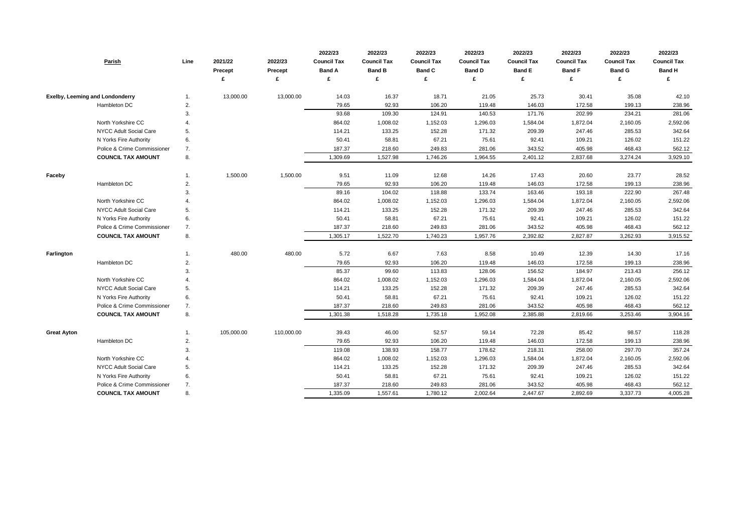| Parish | | Line | 2021/22 Precept £ | 2022/23 Precept £ | 2022/23 Council Tax Band A £ | 2022/23 Council Tax Band B £ | 2022/23 Council Tax Band C £ | 2022/23 Council Tax Band D £ | 2022/23 Council Tax Band E £ | 2022/23 Council Tax Band F £ | 2022/23 Council Tax Band G £ | 2022/23 Council Tax Band H £ |
|---|---|---|---|---|---|---|---|---|---|---|---|---|
| **Exelby, Leeming and Londonderry** | | 1. | 13,000.00 | 13,000.00 | 14.03 | 16.37 | 18.71 | 21.05 | 25.73 | 30.41 | 35.08 | 42.10 |
| | Hambleton DC | 2. | | | 79.65 | 92.93 | 106.20 | 119.48 | 146.03 | 172.58 | 199.13 | 238.96 |
| | | 3. | | | 93.68 | 109.30 | 124.91 | 140.53 | 171.76 | 202.99 | 234.21 | 281.06 |
| | North Yorkshire CC | 4. | | | 864.02 | 1,008.02 | 1,152.03 | 1,296.03 | 1,584.04 | 1,872.04 | 2,160.05 | 2,592.06 |
| | NYCC Adult Social Care | 5. | | | 114.21 | 133.25 | 152.28 | 171.32 | 209.39 | 247.46 | 285.53 | 342.64 |
| | N Yorks Fire Authority | 6. | | | 50.41 | 58.81 | 67.21 | 75.61 | 92.41 | 109.21 | 126.02 | 151.22 |
| | Police & Crime Commissioner | 7. | | | 187.37 | 218.60 | 249.83 | 281.06 | 343.52 | 405.98 | 468.43 | 562.12 |
| | **COUNCIL TAX AMOUNT** | 8. | | | 1,309.69 | 1,527.98 | 1,746.26 | 1,964.55 | 2,401.12 | 2,837.68 | 3,274.24 | 3,929.10 |
| **Faceby** | | 1. | 1,500.00 | 1,500.00 | 9.51 | 11.09 | 12.68 | 14.26 | 17.43 | 20.60 | 23.77 | 28.52 |
| | Hambleton DC | 2. | | | 79.65 | 92.93 | 106.20 | 119.48 | 146.03 | 172.58 | 199.13 | 238.96 |
| | | 3. | | | 89.16 | 104.02 | 118.88 | 133.74 | 163.46 | 193.18 | 222.90 | 267.48 |
| | North Yorkshire CC | 4. | | | 864.02 | 1,008.02 | 1,152.03 | 1,296.03 | 1,584.04 | 1,872.04 | 2,160.05 | 2,592.06 |
| | NYCC Adult Social Care | 5. | | | 114.21 | 133.25 | 152.28 | 171.32 | 209.39 | 247.46 | 285.53 | 342.64 |
| | N Yorks Fire Authority | 6. | | | 50.41 | 58.81 | 67.21 | 75.61 | 92.41 | 109.21 | 126.02 | 151.22 |
| | Police & Crime Commissioner | 7. | | | 187.37 | 218.60 | 249.83 | 281.06 | 343.52 | 405.98 | 468.43 | 562.12 |
| | **COUNCIL TAX AMOUNT** | 8. | | | 1,305.17 | 1,522.70 | 1,740.23 | 1,957.76 | 2,392.82 | 2,827.87 | 3,262.93 | 3,915.52 |
| **Farlington** | | 1. | 480.00 | 480.00 | 5.72 | 6.67 | 7.63 | 8.58 | 10.49 | 12.39 | 14.30 | 17.16 |
| | Hambleton DC | 2. | | | 79.65 | 92.93 | 106.20 | 119.48 | 146.03 | 172.58 | 199.13 | 238.96 |
| | | 3. | | | 85.37 | 99.60 | 113.83 | 128.06 | 156.52 | 184.97 | 213.43 | 256.12 |
| | North Yorkshire CC | 4. | | | 864.02 | 1,008.02 | 1,152.03 | 1,296.03 | 1,584.04 | 1,872.04 | 2,160.05 | 2,592.06 |
| | NYCC Adult Social Care | 5. | | | 114.21 | 133.25 | 152.28 | 171.32 | 209.39 | 247.46 | 285.53 | 342.64 |
| | N Yorks Fire Authority | 6. | | | 50.41 | 58.81 | 67.21 | 75.61 | 92.41 | 109.21 | 126.02 | 151.22 |
| | Police & Crime Commissioner | 7. | | | 187.37 | 218.60 | 249.83 | 281.06 | 343.52 | 405.98 | 468.43 | 562.12 |
| | **COUNCIL TAX AMOUNT** | 8. | | | 1,301.38 | 1,518.28 | 1,735.18 | 1,952.08 | 2,385.88 | 2,819.66 | 3,253.46 | 3,904.16 |
| **Great Ayton** | | 1. | 105,000.00 | 110,000.00 | 39.43 | 46.00 | 52.57 | 59.14 | 72.28 | 85.42 | 98.57 | 118.28 |
| | Hambleton DC | 2. | | | 79.65 | 92.93 | 106.20 | 119.48 | 146.03 | 172.58 | 199.13 | 238.96 |
| | | 3. | | | 119.08 | 138.93 | 158.77 | 178.62 | 218.31 | 258.00 | 297.70 | 357.24 |
| | North Yorkshire CC | 4. | | | 864.02 | 1,008.02 | 1,152.03 | 1,296.03 | 1,584.04 | 1,872.04 | 2,160.05 | 2,592.06 |
| | NYCC Adult Social Care | 5. | | | 114.21 | 133.25 | 152.28 | 171.32 | 209.39 | 247.46 | 285.53 | 342.64 |
| | N Yorks Fire Authority | 6. | | | 50.41 | 58.81 | 67.21 | 75.61 | 92.41 | 109.21 | 126.02 | 151.22 |
| | Police & Crime Commissioner | 7. | | | 187.37 | 218.60 | 249.83 | 281.06 | 343.52 | 405.98 | 468.43 | 562.12 |
| | **COUNCIL TAX AMOUNT** | 8. | | | 1,335.09 | 1,557.61 | 1,780.12 | 2,002.64 | 2,447.67 | 2,892.69 | 3,337.73 | 4,005.28 |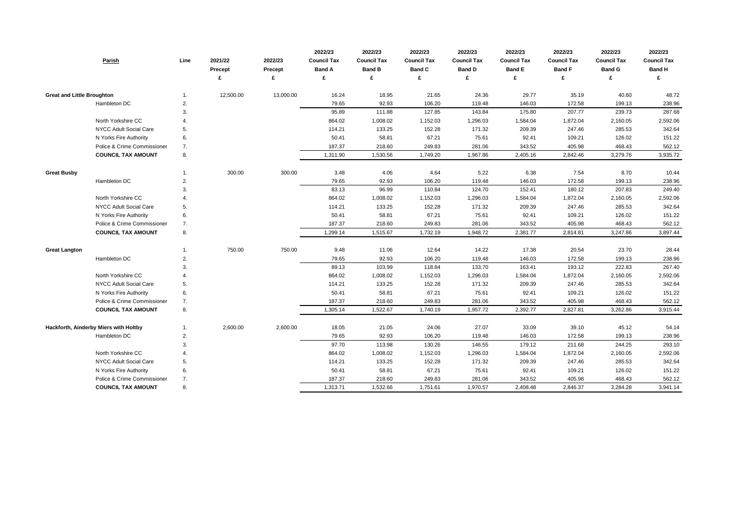| Parish | | Line | 2021/22 Precept £ | 2022/23 Precept £ | 2022/23 Council Tax Band A £ | 2022/23 Council Tax Band B £ | 2022/23 Council Tax Band C £ | 2022/23 Council Tax Band D £ | 2022/23 Council Tax Band E £ | 2022/23 Council Tax Band F £ | 2022/23 Council Tax Band G £ | 2022/23 Council Tax Band H £ |
|---|---|---|---|---|---|---|---|---|---|---|---|---|
| **Great and Little Broughton** | | 1. | 12,500.00 | 13,000.00 | 16.24 | 18.95 | 21.65 | 24.36 | 29.77 | 35.19 | 40.60 | 48.72 |
| | Hambleton DC | 2. | | | 79.65 | 92.93 | 106.20 | 119.48 | 146.03 | 172.58 | 199.13 | 238.96 |
| | | 3. | | | 95.89 | 111.88 | 127.85 | 143.84 | 175.80 | 207.77 | 239.73 | 287.68 |
| | North Yorkshire CC | 4. | | | 864.02 | 1,008.02 | 1,152.03 | 1,296.03 | 1,584.04 | 1,872.04 | 2,160.05 | 2,592.06 |
| | NYCC Adult Social Care | 5. | | | 114.21 | 133.25 | 152.28 | 171.32 | 209.39 | 247.46 | 285.53 | 342.64 |
| | N Yorks Fire Authority | 6. | | | 50.41 | 58.81 | 67.21 | 75.61 | 92.41 | 109.21 | 126.02 | 151.22 |
| | Police & Crime Commissioner | 7. | | | 187.37 | 218.60 | 249.83 | 281.06 | 343.52 | 405.98 | 468.43 | 562.12 |
| | **COUNCIL TAX AMOUNT** | 8. | | | 1,311.90 | 1,530.56 | 1,749.20 | 1,967.86 | 2,405.16 | 2,842.46 | 3,279.76 | 3,935.72 |
| **Great Busby** | | 1. | 300.00 | 300.00 | 3.48 | 4.06 | 4.64 | 5.22 | 6.38 | 7.54 | 8.70 | 10.44 |
| | Hambleton DC | 2. | | | 79.65 | 92.93 | 106.20 | 119.48 | 146.03 | 172.58 | 199.13 | 238.96 |
| | | 3. | | | 83.13 | 96.99 | 110.84 | 124.70 | 152.41 | 180.12 | 207.83 | 249.40 |
| | North Yorkshire CC | 4. | | | 864.02 | 1,008.02 | 1,152.03 | 1,296.03 | 1,584.04 | 1,872.04 | 2,160.05 | 2,592.06 |
| | NYCC Adult Social Care | 5. | | | 114.21 | 133.25 | 152.28 | 171.32 | 209.39 | 247.46 | 285.53 | 342.64 |
| | N Yorks Fire Authority | 6. | | | 50.41 | 58.81 | 67.21 | 75.61 | 92.41 | 109.21 | 126.02 | 151.22 |
| | Police & Crime Commissioner | 7. | | | 187.37 | 218.60 | 249.83 | 281.06 | 343.52 | 405.98 | 468.43 | 562.12 |
| | **COUNCIL TAX AMOUNT** | 8. | | | 1,299.14 | 1,515.67 | 1,732.19 | 1,948.72 | 2,381.77 | 2,814.81 | 3,247.86 | 3,897.44 |
| **Great Langton** | | 1. | 750.00 | 750.00 | 9.48 | 11.06 | 12.64 | 14.22 | 17.38 | 20.54 | 23.70 | 28.44 |
| | Hambleton DC | 2. | | | 79.65 | 92.93 | 106.20 | 119.48 | 146.03 | 172.58 | 199.13 | 238.96 |
| | | 3. | | | 89.13 | 103.99 | 118.84 | 133.70 | 163.41 | 193.12 | 222.83 | 267.40 |
| | North Yorkshire CC | 4. | | | 864.02 | 1,008.02 | 1,152.03 | 1,296.03 | 1,584.04 | 1,872.04 | 2,160.05 | 2,592.06 |
| | NYCC Adult Social Care | 5. | | | 114.21 | 133.25 | 152.28 | 171.32 | 209.39 | 247.46 | 285.53 | 342.64 |
| | N Yorks Fire Authority | 6. | | | 50.41 | 58.81 | 67.21 | 75.61 | 92.41 | 109.21 | 126.02 | 151.22 |
| | Police & Crime Commissioner | 7. | | | 187.37 | 218.60 | 249.83 | 281.06 | 343.52 | 405.98 | 468.43 | 562.12 |
| | **COUNCIL TAX AMOUNT** | 8. | | | 1,305.14 | 1,522.67 | 1,740.19 | 1,957.72 | 2,392.77 | 2,827.81 | 3,262.86 | 3,915.44 |
| **Hackforth, Ainderby Miers with Holtby** | | 1. | 2,600.00 | 2,600.00 | 18.05 | 21.05 | 24.06 | 27.07 | 33.09 | 39.10 | 45.12 | 54.14 |
| | Hambleton DC | 2. | | | 79.65 | 92.93 | 106.20 | 119.48 | 146.03 | 172.58 | 199.13 | 238.96 |
| | | 3. | | | 97.70 | 113.98 | 130.26 | 146.55 | 179.12 | 211.68 | 244.25 | 293.10 |
| | North Yorkshire CC | 4. | | | 864.02 | 1,008.02 | 1,152.03 | 1,296.03 | 1,584.04 | 1,872.04 | 2,160.05 | 2,592.06 |
| | NYCC Adult Social Care | 5. | | | 114.21 | 133.25 | 152.28 | 171.32 | 209.39 | 247.46 | 285.53 | 342.64 |
| | N Yorks Fire Authority | 6. | | | 50.41 | 58.81 | 67.21 | 75.61 | 92.41 | 109.21 | 126.02 | 151.22 |
| | Police & Crime Commissioner | 7. | | | 187.37 | 218.60 | 249.83 | 281.06 | 343.52 | 405.98 | 468.43 | 562.12 |
| | **COUNCIL TAX AMOUNT** | 8. | | | 1,313.71 | 1,532.66 | 1,751.61 | 1,970.57 | 2,408.48 | 2,846.37 | 3,284.28 | 3,941.14 |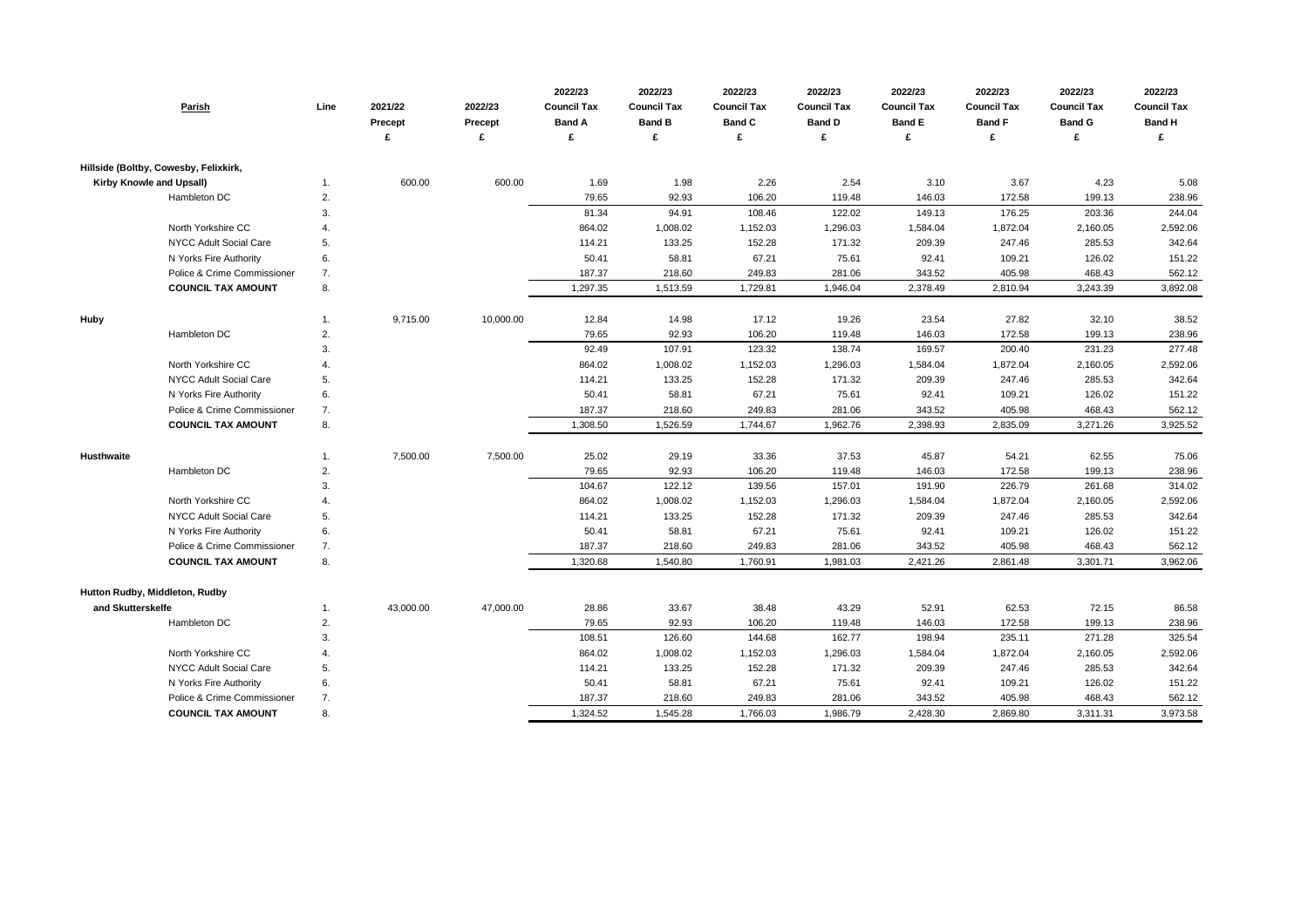| Parish | Line | 2021/22 Precept £ | 2022/23 Precept £ | 2022/23 Council Tax Band A £ | 2022/23 Council Tax Band B £ | 2022/23 Council Tax Band C £ | 2022/23 Council Tax Band D £ | 2022/23 Council Tax Band E £ | 2022/23 Council Tax Band F £ | 2022/23 Council Tax Band G £ | 2022/23 Council Tax Band H £ |
|---|---|---|---|---|---|---|---|---|---|---|---|
| **Hillside (Boltby, Cowesby, Felixkirk, Kirby Knowle and Upsall)** | 1. | 600.00 | 600.00 | 1.69 | 1.98 | 2.26 | 2.54 | 3.10 | 3.67 | 4.23 | 5.08 |
| Hambleton DC | 2. | | | 79.65 | 92.93 | 106.20 | 119.48 | 146.03 | 172.58 | 199.13 | 238.96 |
| | 3. | | | 81.34 | 94.91 | 108.46 | 122.02 | 149.13 | 176.25 | 203.36 | 244.04 |
| North Yorkshire CC | 4. | | | 864.02 | 1,008.02 | 1,152.03 | 1,296.03 | 1,584.04 | 1,872.04 | 2,160.05 | 2,592.06 |
| NYCC Adult Social Care | 5. | | | 114.21 | 133.25 | 152.28 | 171.32 | 209.39 | 247.46 | 285.53 | 342.64 |
| N Yorks Fire Authority | 6. | | | 50.41 | 58.81 | 67.21 | 75.61 | 92.41 | 109.21 | 126.02 | 151.22 |
| Police & Crime Commissioner | 7. | | | 187.37 | 218.60 | 249.83 | 281.06 | 343.52 | 405.98 | 468.43 | 562.12 |
| **COUNCIL TAX AMOUNT** | 8. | | | 1,297.35 | 1,513.59 | 1,729.81 | 1,946.04 | 2,378.49 | 2,810.94 | 3,243.39 | 3,892.08 |
| **Huby** | 1. | 9,715.00 | 10,000.00 | 12.84 | 14.98 | 17.12 | 19.26 | 23.54 | 27.82 | 32.10 | 38.52 |
| Hambleton DC | 2. | | | 79.65 | 92.93 | 106.20 | 119.48 | 146.03 | 172.58 | 199.13 | 238.96 |
| | 3. | | | 92.49 | 107.91 | 123.32 | 138.74 | 169.57 | 200.40 | 231.23 | 277.48 |
| North Yorkshire CC | 4. | | | 864.02 | 1,008.02 | 1,152.03 | 1,296.03 | 1,584.04 | 1,872.04 | 2,160.05 | 2,592.06 |
| NYCC Adult Social Care | 5. | | | 114.21 | 133.25 | 152.28 | 171.32 | 209.39 | 247.46 | 285.53 | 342.64 |
| N Yorks Fire Authority | 6. | | | 50.41 | 58.81 | 67.21 | 75.61 | 92.41 | 109.21 | 126.02 | 151.22 |
| Police & Crime Commissioner | 7. | | | 187.37 | 218.60 | 249.83 | 281.06 | 343.52 | 405.98 | 468.43 | 562.12 |
| **COUNCIL TAX AMOUNT** | 8. | | | 1,308.50 | 1,526.59 | 1,744.67 | 1,962.76 | 2,398.93 | 2,835.09 | 3,271.26 | 3,925.52 |
| **Husthwaite** | 1. | 7,500.00 | 7,500.00 | 25.02 | 29.19 | 33.36 | 37.53 | 45.87 | 54.21 | 62.55 | 75.06 |
| Hambleton DC | 2. | | | 79.65 | 92.93 | 106.20 | 119.48 | 146.03 | 172.58 | 199.13 | 238.96 |
| | 3. | | | 104.67 | 122.12 | 139.56 | 157.01 | 191.90 | 226.79 | 261.68 | 314.02 |
| North Yorkshire CC | 4. | | | 864.02 | 1,008.02 | 1,152.03 | 1,296.03 | 1,584.04 | 1,872.04 | 2,160.05 | 2,592.06 |
| NYCC Adult Social Care | 5. | | | 114.21 | 133.25 | 152.28 | 171.32 | 209.39 | 247.46 | 285.53 | 342.64 |
| N Yorks Fire Authority | 6. | | | 50.41 | 58.81 | 67.21 | 75.61 | 92.41 | 109.21 | 126.02 | 151.22 |
| Police & Crime Commissioner | 7. | | | 187.37 | 218.60 | 249.83 | 281.06 | 343.52 | 405.98 | 468.43 | 562.12 |
| **COUNCIL TAX AMOUNT** | 8. | | | 1,320.68 | 1,540.80 | 1,760.91 | 1,981.03 | 2,421.26 | 2,861.48 | 3,301.71 | 3,962.06 |
| **Hutton Rudby, Middleton, Rudby and Skutterskelfe** | 1. | 43,000.00 | 47,000.00 | 28.86 | 33.67 | 38.48 | 43.29 | 52.91 | 62.53 | 72.15 | 86.58 |
| Hambleton DC | 2. | | | 79.65 | 92.93 | 106.20 | 119.48 | 146.03 | 172.58 | 199.13 | 238.96 |
| | 3. | | | 108.51 | 126.60 | 144.68 | 162.77 | 198.94 | 235.11 | 271.28 | 325.54 |
| North Yorkshire CC | 4. | | | 864.02 | 1,008.02 | 1,152.03 | 1,296.03 | 1,584.04 | 1,872.04 | 2,160.05 | 2,592.06 |
| NYCC Adult Social Care | 5. | | | 114.21 | 133.25 | 152.28 | 171.32 | 209.39 | 247.46 | 285.53 | 342.64 |
| N Yorks Fire Authority | 6. | | | 50.41 | 58.81 | 67.21 | 75.61 | 92.41 | 109.21 | 126.02 | 151.22 |
| Police & Crime Commissioner | 7. | | | 187.37 | 218.60 | 249.83 | 281.06 | 343.52 | 405.98 | 468.43 | 562.12 |
| **COUNCIL TAX AMOUNT** | 8. | | | 1,324.52 | 1,545.28 | 1,766.03 | 1,986.79 | 2,428.30 | 2,869.80 | 3,311.31 | 3,973.58 |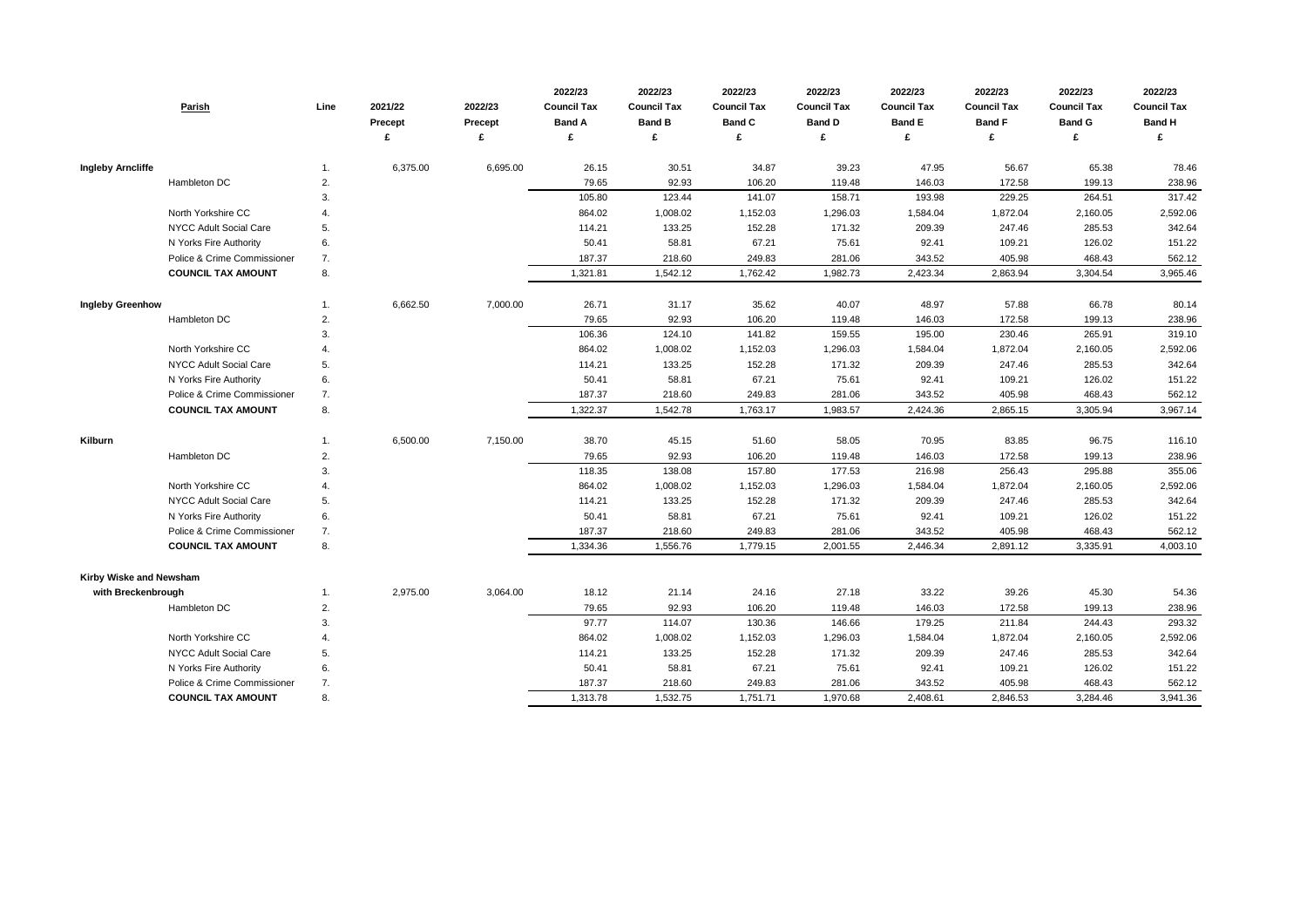| Parish | | Line | 2021/22 Precept £ | 2022/23 Precept £ | 2022/23 Council Tax Band A £ | 2022/23 Council Tax Band B £ | 2022/23 Council Tax Band C £ | 2022/23 Council Tax Band D £ | 2022/23 Council Tax Band E £ | 2022/23 Council Tax Band F £ | 2022/23 Council Tax Band G £ | 2022/23 Council Tax Band H £ |
|---|---|---|---|---|---|---|---|---|---|---|---|---|
| **Ingleby Arncliffe** | | 1. | 6,375.00 | 6,695.00 | 26.15 | 30.51 | 34.87 | 39.23 | 47.95 | 56.67 | 65.38 | 78.46 |
| | Hambleton DC | 2. | | | 79.65 | 92.93 | 106.20 | 119.48 | 146.03 | 172.58 | 199.13 | 238.96 |
| | | 3. | | | 105.80 | 123.44 | 141.07 | 158.71 | 193.98 | 229.25 | 264.51 | 317.42 |
| | North Yorkshire CC | 4. | | | 864.02 | 1,008.02 | 1,152.03 | 1,296.03 | 1,584.04 | 1,872.04 | 2,160.05 | 2,592.06 |
| | NYCC Adult Social Care | 5. | | | 114.21 | 133.25 | 152.28 | 171.32 | 209.39 | 247.46 | 285.53 | 342.64 |
| | N Yorks Fire Authority | 6. | | | 50.41 | 58.81 | 67.21 | 75.61 | 92.41 | 109.21 | 126.02 | 151.22 |
| | Police & Crime Commissioner | 7. | | | 187.37 | 218.60 | 249.83 | 281.06 | 343.52 | 405.98 | 468.43 | 562.12 |
| | **COUNCIL TAX AMOUNT** | 8. | | | 1,321.81 | 1,542.12 | 1,762.42 | 1,982.73 | 2,423.34 | 2,863.94 | 3,304.54 | 3,965.46 |
| **Ingleby Greenhow** | | 1. | 6,662.50 | 7,000.00 | 26.71 | 31.17 | 35.62 | 40.07 | 48.97 | 57.88 | 66.78 | 80.14 |
| | Hambleton DC | 2. | | | 79.65 | 92.93 | 106.20 | 119.48 | 146.03 | 172.58 | 199.13 | 238.96 |
| | | 3. | | | 106.36 | 124.10 | 141.82 | 159.55 | 195.00 | 230.46 | 265.91 | 319.10 |
| | North Yorkshire CC | 4. | | | 864.02 | 1,008.02 | 1,152.03 | 1,296.03 | 1,584.04 | 1,872.04 | 2,160.05 | 2,592.06 |
| | NYCC Adult Social Care | 5. | | | 114.21 | 133.25 | 152.28 | 171.32 | 209.39 | 247.46 | 285.53 | 342.64 |
| | N Yorks Fire Authority | 6. | | | 50.41 | 58.81 | 67.21 | 75.61 | 92.41 | 109.21 | 126.02 | 151.22 |
| | Police & Crime Commissioner | 7. | | | 187.37 | 218.60 | 249.83 | 281.06 | 343.52 | 405.98 | 468.43 | 562.12 |
| | **COUNCIL TAX AMOUNT** | 8. | | | 1,322.37 | 1,542.78 | 1,763.17 | 1,983.57 | 2,424.36 | 2,865.15 | 3,305.94 | 3,967.14 |
| **Kilburn** | | 1. | 6,500.00 | 7,150.00 | 38.70 | 45.15 | 51.60 | 58.05 | 70.95 | 83.85 | 96.75 | 116.10 |
| | Hambleton DC | 2. | | | 79.65 | 92.93 | 106.20 | 119.48 | 146.03 | 172.58 | 199.13 | 238.96 |
| | | 3. | | | 118.35 | 138.08 | 157.80 | 177.53 | 216.98 | 256.43 | 295.88 | 355.06 |
| | North Yorkshire CC | 4. | | | 864.02 | 1,008.02 | 1,152.03 | 1,296.03 | 1,584.04 | 1,872.04 | 2,160.05 | 2,592.06 |
| | NYCC Adult Social Care | 5. | | | 114.21 | 133.25 | 152.28 | 171.32 | 209.39 | 247.46 | 285.53 | 342.64 |
| | N Yorks Fire Authority | 6. | | | 50.41 | 58.81 | 67.21 | 75.61 | 92.41 | 109.21 | 126.02 | 151.22 |
| | Police & Crime Commissioner | 7. | | | 187.37 | 218.60 | 249.83 | 281.06 | 343.52 | 405.98 | 468.43 | 562.12 |
| | **COUNCIL TAX AMOUNT** | 8. | | | 1,334.36 | 1,556.76 | 1,779.15 | 2,001.55 | 2,446.34 | 2,891.12 | 3,335.91 | 4,003.10 |
| **Kirby Wiske and Newsham with Breckenbrough** | | 1. | 2,975.00 | 3,064.00 | 18.12 | 21.14 | 24.16 | 27.18 | 33.22 | 39.26 | 45.30 | 54.36 |
| | Hambleton DC | 2. | | | 79.65 | 92.93 | 106.20 | 119.48 | 146.03 | 172.58 | 199.13 | 238.96 |
| | | 3. | | | 97.77 | 114.07 | 130.36 | 146.66 | 179.25 | 211.84 | 244.43 | 293.32 |
| | North Yorkshire CC | 4. | | | 864.02 | 1,008.02 | 1,152.03 | 1,296.03 | 1,584.04 | 1,872.04 | 2,160.05 | 2,592.06 |
| | NYCC Adult Social Care | 5. | | | 114.21 | 133.25 | 152.28 | 171.32 | 209.39 | 247.46 | 285.53 | 342.64 |
| | N Yorks Fire Authority | 6. | | | 50.41 | 58.81 | 67.21 | 75.61 | 92.41 | 109.21 | 126.02 | 151.22 |
| | Police & Crime Commissioner | 7. | | | 187.37 | 218.60 | 249.83 | 281.06 | 343.52 | 405.98 | 468.43 | 562.12 |
| | **COUNCIL TAX AMOUNT** | 8. | | | 1,313.78 | 1,532.75 | 1,751.71 | 1,970.68 | 2,408.61 | 2,846.53 | 3,284.46 | 3,941.36 |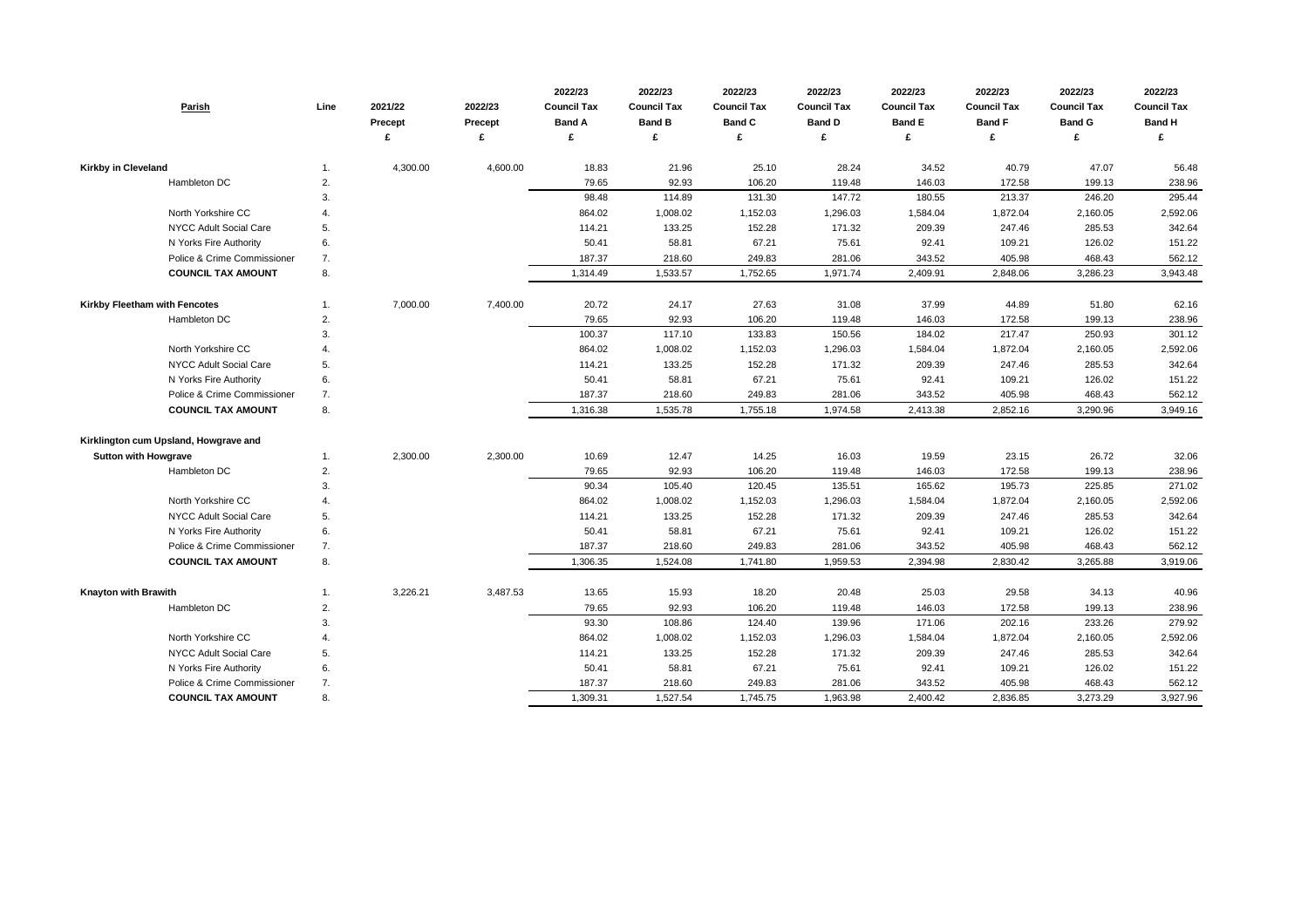| Parish | Line | 2021/22 Precept £ | 2022/23 Precept £ | 2022/23 Council Tax Band A £ | 2022/23 Council Tax Band B £ | 2022/23 Council Tax Band C £ | 2022/23 Council Tax Band D £ | 2022/23 Council Tax Band E £ | 2022/23 Council Tax Band F £ | 2022/23 Council Tax Band G £ | 2022/23 Council Tax Band H £ |
|---|---|---|---|---|---|---|---|---|---|---|---|
| **Kirkby in Cleveland** | 1. | 4,300.00 | 4,600.00 | 18.83 | 21.96 | 25.10 | 28.24 | 34.52 | 40.79 | 47.07 | 56.48 |
| Hambleton DC | 2. | | | 79.65 | 92.93 | 106.20 | 119.48 | 146.03 | 172.58 | 199.13 | 238.96 |
| | 3. | | | 98.48 | 114.89 | 131.30 | 147.72 | 180.55 | 213.37 | 246.20 | 295.44 |
| North Yorkshire CC | 4. | | | 864.02 | 1,008.02 | 1,152.03 | 1,296.03 | 1,584.04 | 1,872.04 | 2,160.05 | 2,592.06 |
| NYCC Adult Social Care | 5. | | | 114.21 | 133.25 | 152.28 | 171.32 | 209.39 | 247.46 | 285.53 | 342.64 |
| N Yorks Fire Authority | 6. | | | 50.41 | 58.81 | 67.21 | 75.61 | 92.41 | 109.21 | 126.02 | 151.22 |
| Police & Crime Commissioner | 7. | | | 187.37 | 218.60 | 249.83 | 281.06 | 343.52 | 405.98 | 468.43 | 562.12 |
| **COUNCIL TAX AMOUNT** | 8. | | | 1,314.49 | 1,533.57 | 1,752.65 | 1,971.74 | 2,409.91 | 2,848.06 | 3,286.23 | 3,943.48 |
| **Kirkby Fleetham with Fencotes** | 1. | 7,000.00 | 7,400.00 | 20.72 | 24.17 | 27.63 | 31.08 | 37.99 | 44.89 | 51.80 | 62.16 |
| Hambleton DC | 2. | | | 79.65 | 92.93 | 106.20 | 119.48 | 146.03 | 172.58 | 199.13 | 238.96 |
| | 3. | | | 100.37 | 117.10 | 133.83 | 150.56 | 184.02 | 217.47 | 250.93 | 301.12 |
| North Yorkshire CC | 4. | | | 864.02 | 1,008.02 | 1,152.03 | 1,296.03 | 1,584.04 | 1,872.04 | 2,160.05 | 2,592.06 |
| NYCC Adult Social Care | 5. | | | 114.21 | 133.25 | 152.28 | 171.32 | 209.39 | 247.46 | 285.53 | 342.64 |
| N Yorks Fire Authority | 6. | | | 50.41 | 58.81 | 67.21 | 75.61 | 92.41 | 109.21 | 126.02 | 151.22 |
| Police & Crime Commissioner | 7. | | | 187.37 | 218.60 | 249.83 | 281.06 | 343.52 | 405.98 | 468.43 | 562.12 |
| **COUNCIL TAX AMOUNT** | 8. | | | 1,316.38 | 1,535.78 | 1,755.18 | 1,974.58 | 2,413.38 | 2,852.16 | 3,290.96 | 3,949.16 |
| **Kirklington cum Upsland, Howgrave and Sutton with Howgrave** | 1. | 2,300.00 | 2,300.00 | 10.69 | 12.47 | 14.25 | 16.03 | 19.59 | 23.15 | 26.72 | 32.06 |
| Hambleton DC | 2. | | | 79.65 | 92.93 | 106.20 | 119.48 | 146.03 | 172.58 | 199.13 | 238.96 |
| | 3. | | | 90.34 | 105.40 | 120.45 | 135.51 | 165.62 | 195.73 | 225.85 | 271.02 |
| North Yorkshire CC | 4. | | | 864.02 | 1,008.02 | 1,152.03 | 1,296.03 | 1,584.04 | 1,872.04 | 2,160.05 | 2,592.06 |
| NYCC Adult Social Care | 5. | | | 114.21 | 133.25 | 152.28 | 171.32 | 209.39 | 247.46 | 285.53 | 342.64 |
| N Yorks Fire Authority | 6. | | | 50.41 | 58.81 | 67.21 | 75.61 | 92.41 | 109.21 | 126.02 | 151.22 |
| Police & Crime Commissioner | 7. | | | 187.37 | 218.60 | 249.83 | 281.06 | 343.52 | 405.98 | 468.43 | 562.12 |
| **COUNCIL TAX AMOUNT** | 8. | | | 1,306.35 | 1,524.08 | 1,741.80 | 1,959.53 | 2,394.98 | 2,830.42 | 3,265.88 | 3,919.06 |
| **Knayton with Brawith** | 1. | 3,226.21 | 3,487.53 | 13.65 | 15.93 | 18.20 | 20.48 | 25.03 | 29.58 | 34.13 | 40.96 |
| Hambleton DC | 2. | | | 79.65 | 92.93 | 106.20 | 119.48 | 146.03 | 172.58 | 199.13 | 238.96 |
| | 3. | | | 93.30 | 108.86 | 124.40 | 139.96 | 171.06 | 202.16 | 233.26 | 279.92 |
| North Yorkshire CC | 4. | | | 864.02 | 1,008.02 | 1,152.03 | 1,296.03 | 1,584.04 | 1,872.04 | 2,160.05 | 2,592.06 |
| NYCC Adult Social Care | 5. | | | 114.21 | 133.25 | 152.28 | 171.32 | 209.39 | 247.46 | 285.53 | 342.64 |
| N Yorks Fire Authority | 6. | | | 50.41 | 58.81 | 67.21 | 75.61 | 92.41 | 109.21 | 126.02 | 151.22 |
| Police & Crime Commissioner | 7. | | | 187.37 | 218.60 | 249.83 | 281.06 | 343.52 | 405.98 | 468.43 | 562.12 |
| **COUNCIL TAX AMOUNT** | 8. | | | 1,309.31 | 1,527.54 | 1,745.75 | 1,963.98 | 2,400.42 | 2,836.85 | 3,273.29 | 3,927.96 |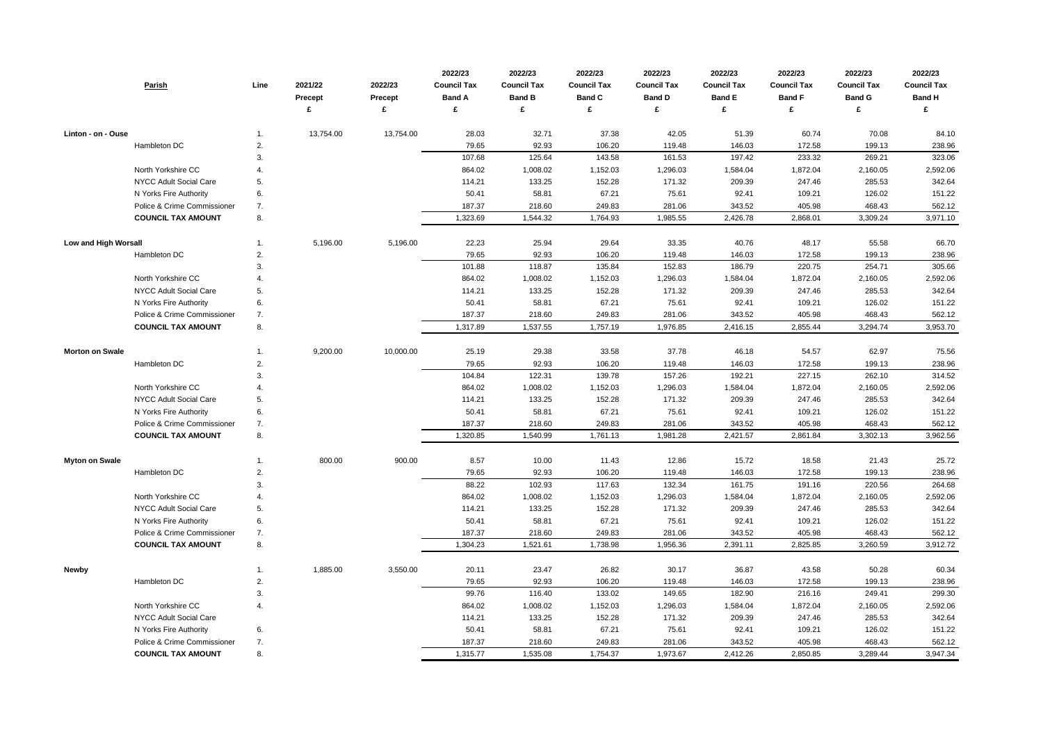| Parish | Line | 2021/22 Precept £ | 2022/23 Precept £ | 2022/23 Council Tax Band A £ | 2022/23 Council Tax Band B £ | 2022/23 Council Tax Band C £ | 2022/23 Council Tax Band D £ | 2022/23 Council Tax Band E £ | 2022/23 Council Tax Band F £ | 2022/23 Council Tax Band G £ | 2022/23 Council Tax Band H £ |
|---|---|---|---|---|---|---|---|---|---|---|---|
| **Linton - on - Ouse** | 1. | 13,754.00 | 13,754.00 | 28.03 | 32.71 | 37.38 | 42.05 | 51.39 | 60.74 | 70.08 | 84.10 |
| Hambleton DC | 2. | | | 79.65 | 92.93 | 106.20 | 119.48 | 146.03 | 172.58 | 199.13 | 238.96 |
| | 3. | | | 107.68 | 125.64 | 143.58 | 161.53 | 197.42 | 233.32 | 269.21 | 323.06 |
| North Yorkshire CC | 4. | | | 864.02 | 1,008.02 | 1,152.03 | 1,296.03 | 1,584.04 | 1,872.04 | 2,160.05 | 2,592.06 |
| NYCC Adult Social Care | 5. | | | 114.21 | 133.25 | 152.28 | 171.32 | 209.39 | 247.46 | 285.53 | 342.64 |
| N Yorks Fire Authority | 6. | | | 50.41 | 58.81 | 67.21 | 75.61 | 92.41 | 109.21 | 126.02 | 151.22 |
| Police & Crime Commissioner | 7. | | | 187.37 | 218.60 | 249.83 | 281.06 | 343.52 | 405.98 | 468.43 | 562.12 |
| **COUNCIL TAX AMOUNT** | 8. | | | 1,323.69 | 1,544.32 | 1,764.93 | 1,985.55 | 2,426.78 | 2,868.01 | 3,309.24 | 3,971.10 |
| **Low and High Worsall** | 1. | 5,196.00 | 5,196.00 | 22.23 | 25.94 | 29.64 | 33.35 | 40.76 | 48.17 | 55.58 | 66.70 |
| Hambleton DC | 2. | | | 79.65 | 92.93 | 106.20 | 119.48 | 146.03 | 172.58 | 199.13 | 238.96 |
| | 3. | | | 101.88 | 118.87 | 135.84 | 152.83 | 186.79 | 220.75 | 254.71 | 305.66 |
| North Yorkshire CC | 4. | | | 864.02 | 1,008.02 | 1,152.03 | 1,296.03 | 1,584.04 | 1,872.04 | 2,160.05 | 2,592.06 |
| NYCC Adult Social Care | 5. | | | 114.21 | 133.25 | 152.28 | 171.32 | 209.39 | 247.46 | 285.53 | 342.64 |
| N Yorks Fire Authority | 6. | | | 50.41 | 58.81 | 67.21 | 75.61 | 92.41 | 109.21 | 126.02 | 151.22 |
| Police & Crime Commissioner | 7. | | | 187.37 | 218.60 | 249.83 | 281.06 | 343.52 | 405.98 | 468.43 | 562.12 |
| **COUNCIL TAX AMOUNT** | 8. | | | 1,317.89 | 1,537.55 | 1,757.19 | 1,976.85 | 2,416.15 | 2,855.44 | 3,294.74 | 3,953.70 |
| **Morton on Swale** | 1. | 9,200.00 | 10,000.00 | 25.19 | 29.38 | 33.58 | 37.78 | 46.18 | 54.57 | 62.97 | 75.56 |
| Hambleton DC | 2. | | | 79.65 | 92.93 | 106.20 | 119.48 | 146.03 | 172.58 | 199.13 | 238.96 |
| | 3. | | | 104.84 | 122.31 | 139.78 | 157.26 | 192.21 | 227.15 | 262.10 | 314.52 |
| North Yorkshire CC | 4. | | | 864.02 | 1,008.02 | 1,152.03 | 1,296.03 | 1,584.04 | 1,872.04 | 2,160.05 | 2,592.06 |
| NYCC Adult Social Care | 5. | | | 114.21 | 133.25 | 152.28 | 171.32 | 209.39 | 247.46 | 285.53 | 342.64 |
| N Yorks Fire Authority | 6. | | | 50.41 | 58.81 | 67.21 | 75.61 | 92.41 | 109.21 | 126.02 | 151.22 |
| Police & Crime Commissioner | 7. | | | 187.37 | 218.60 | 249.83 | 281.06 | 343.52 | 405.98 | 468.43 | 562.12 |
| **COUNCIL TAX AMOUNT** | 8. | | | 1,320.85 | 1,540.99 | 1,761.13 | 1,981.28 | 2,421.57 | 2,861.84 | 3,302.13 | 3,962.56 |
| **Myton on Swale** | 1. | 800.00 | 900.00 | 8.57 | 10.00 | 11.43 | 12.86 | 15.72 | 18.58 | 21.43 | 25.72 |
| Hambleton DC | 2. | | | 79.65 | 92.93 | 106.20 | 119.48 | 146.03 | 172.58 | 199.13 | 238.96 |
| | 3. | | | 88.22 | 102.93 | 117.63 | 132.34 | 161.75 | 191.16 | 220.56 | 264.68 |
| North Yorkshire CC | 4. | | | 864.02 | 1,008.02 | 1,152.03 | 1,296.03 | 1,584.04 | 1,872.04 | 2,160.05 | 2,592.06 |
| NYCC Adult Social Care | 5. | | | 114.21 | 133.25 | 152.28 | 171.32 | 209.39 | 247.46 | 285.53 | 342.64 |
| N Yorks Fire Authority | 6. | | | 50.41 | 58.81 | 67.21 | 75.61 | 92.41 | 109.21 | 126.02 | 151.22 |
| Police & Crime Commissioner | 7. | | | 187.37 | 218.60 | 249.83 | 281.06 | 343.52 | 405.98 | 468.43 | 562.12 |
| **COUNCIL TAX AMOUNT** | 8. | | | 1,304.23 | 1,521.61 | 1,738.98 | 1,956.36 | 2,391.11 | 2,825.85 | 3,260.59 | 3,912.72 |
| **Newby** | 1. | 1,885.00 | 3,550.00 | 20.11 | 23.47 | 26.82 | 30.17 | 36.87 | 43.58 | 50.28 | 60.34 |
| Hambleton DC | 2. | | | 79.65 | 92.93 | 106.20 | 119.48 | 146.03 | 172.58 | 199.13 | 238.96 |
| | 3. | | | 99.76 | 116.40 | 133.02 | 149.65 | 182.90 | 216.16 | 249.41 | 299.30 |
| North Yorkshire CC | 4. | | | 864.02 | 1,008.02 | 1,152.03 | 1,296.03 | 1,584.04 | 1,872.04 | 2,160.05 | 2,592.06 |
| NYCC Adult Social Care | | | | 114.21 | 133.25 | 152.28 | 171.32 | 209.39 | 247.46 | 285.53 | 342.64 |
| N Yorks Fire Authority | 6. | | | 50.41 | 58.81 | 67.21 | 75.61 | 92.41 | 109.21 | 126.02 | 151.22 |
| Police & Crime Commissioner | 7. | | | 187.37 | 218.60 | 249.83 | 281.06 | 343.52 | 405.98 | 468.43 | 562.12 |
| **COUNCIL TAX AMOUNT** | 8. | | | 1,315.77 | 1,535.08 | 1,754.37 | 1,973.67 | 2,412.26 | 2,850.85 | 3,289.44 | 3,947.34 |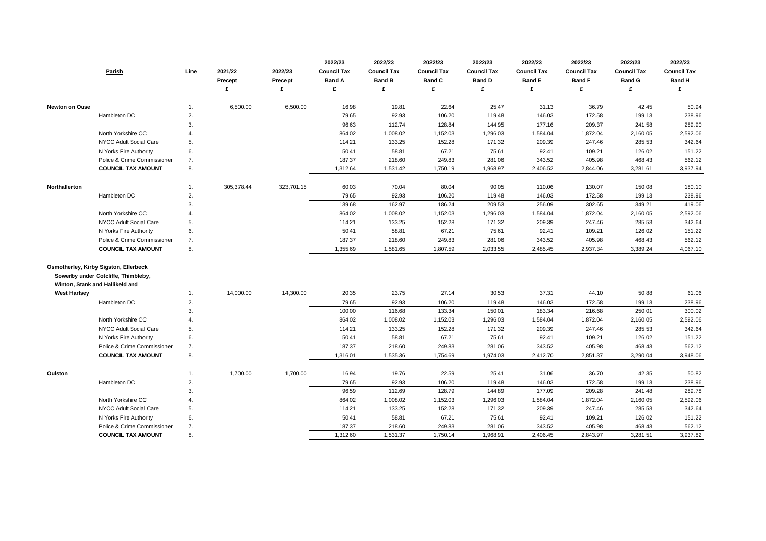| Parish | | Line | 2021/22 Precept £ | 2022/23 Precept £ | 2022/23 Council Tax Band A £ | 2022/23 Council Tax Band B £ | 2022/23 Council Tax Band C £ | 2022/23 Council Tax Band D £ | 2022/23 Council Tax Band E £ | 2022/23 Council Tax Band F £ | 2022/23 Council Tax Band G £ | 2022/23 Council Tax Band H £ |
|---|---|---|---|---|---|---|---|---|---|---|---|---|
| **Newton on Ouse** | | 1. | 6,500.00 | 6,500.00 | 16.98 | 19.81 | 22.64 | 25.47 | 31.13 | 36.79 | 42.45 | 50.94 |
| | Hambleton DC | 2. | | | 79.65 | 92.93 | 106.20 | 119.48 | 146.03 | 172.58 | 199.13 | 238.96 |
| | | 3. | | | 96.63 | 112.74 | 128.84 | 144.95 | 177.16 | 209.37 | 241.58 | 289.90 |
| | North Yorkshire CC | 4. | | | 864.02 | 1,008.02 | 1,152.03 | 1,296.03 | 1,584.04 | 1,872.04 | 2,160.05 | 2,592.06 |
| | NYCC Adult Social Care | 5. | | | 114.21 | 133.25 | 152.28 | 171.32 | 209.39 | 247.46 | 285.53 | 342.64 |
| | N Yorks Fire Authority | 6. | | | 50.41 | 58.81 | 67.21 | 75.61 | 92.41 | 109.21 | 126.02 | 151.22 |
| | Police & Crime Commissioner | 7. | | | 187.37 | 218.60 | 249.83 | 281.06 | 343.52 | 405.98 | 468.43 | 562.12 |
| | **COUNCIL TAX AMOUNT** | 8. | | | 1,312.64 | 1,531.42 | 1,750.19 | 1,968.97 | 2,406.52 | 2,844.06 | 3,281.61 | 3,937.94 |
| **Northallerton** | | 1. | 305,378.44 | 323,701.15 | 60.03 | 70.04 | 80.04 | 90.05 | 110.06 | 130.07 | 150.08 | 180.10 |
| | Hambleton DC | 2. | | | 79.65 | 92.93 | 106.20 | 119.48 | 146.03 | 172.58 | 199.13 | 238.96 |
| | | 3. | | | 139.68 | 162.97 | 186.24 | 209.53 | 256.09 | 302.65 | 349.21 | 419.06 |
| | North Yorkshire CC | 4. | | | 864.02 | 1,008.02 | 1,152.03 | 1,296.03 | 1,584.04 | 1,872.04 | 2,160.05 | 2,592.06 |
| | NYCC Adult Social Care | 5. | | | 114.21 | 133.25 | 152.28 | 171.32 | 209.39 | 247.46 | 285.53 | 342.64 |
| | N Yorks Fire Authority | 6. | | | 50.41 | 58.81 | 67.21 | 75.61 | 92.41 | 109.21 | 126.02 | 151.22 |
| | Police & Crime Commissioner | 7. | | | 187.37 | 218.60 | 249.83 | 281.06 | 343.52 | 405.98 | 468.43 | 562.12 |
| | **COUNCIL TAX AMOUNT** | 8. | | | 1,355.69 | 1,581.65 | 1,807.59 | 2,033.55 | 2,485.45 | 2,937.34 | 3,389.24 | 4,067.10 |
| **Osmotherley, Kirby Sigston, Ellerbeck Sowerby under Cotcliffe, Thimbleby, Winton, Stank and Hallikeld and West Harlsey** | | 1. | 14,000.00 | 14,300.00 | 20.35 | 23.75 | 27.14 | 30.53 | 37.31 | 44.10 | 50.88 | 61.06 |
| | Hambleton DC | 2. | | | 79.65 | 92.93 | 106.20 | 119.48 | 146.03 | 172.58 | 199.13 | 238.96 |
| | | 3. | | | 100.00 | 116.68 | 133.34 | 150.01 | 183.34 | 216.68 | 250.01 | 300.02 |
| | North Yorkshire CC | 4. | | | 864.02 | 1,008.02 | 1,152.03 | 1,296.03 | 1,584.04 | 1,872.04 | 2,160.05 | 2,592.06 |
| | NYCC Adult Social Care | 5. | | | 114.21 | 133.25 | 152.28 | 171.32 | 209.39 | 247.46 | 285.53 | 342.64 |
| | N Yorks Fire Authority | 6. | | | 50.41 | 58.81 | 67.21 | 75.61 | 92.41 | 109.21 | 126.02 | 151.22 |
| | Police & Crime Commissioner | 7. | | | 187.37 | 218.60 | 249.83 | 281.06 | 343.52 | 405.98 | 468.43 | 562.12 |
| | **COUNCIL TAX AMOUNT** | 8. | | | 1,316.01 | 1,535.36 | 1,754.69 | 1,974.03 | 2,412.70 | 2,851.37 | 3,290.04 | 3,948.06 |
| **Oulston** | | 1. | 1,700.00 | 1,700.00 | 16.94 | 19.76 | 22.59 | 25.41 | 31.06 | 36.70 | 42.35 | 50.82 |
| | Hambleton DC | 2. | | | 79.65 | 92.93 | 106.20 | 119.48 | 146.03 | 172.58 | 199.13 | 238.96 |
| | | 3. | | | 96.59 | 112.69 | 128.79 | 144.89 | 177.09 | 209.28 | 241.48 | 289.78 |
| | North Yorkshire CC | 4. | | | 864.02 | 1,008.02 | 1,152.03 | 1,296.03 | 1,584.04 | 1,872.04 | 2,160.05 | 2,592.06 |
| | NYCC Adult Social Care | 5. | | | 114.21 | 133.25 | 152.28 | 171.32 | 209.39 | 247.46 | 285.53 | 342.64 |
| | N Yorks Fire Authority | 6. | | | 50.41 | 58.81 | 67.21 | 75.61 | 92.41 | 109.21 | 126.02 | 151.22 |
| | Police & Crime Commissioner | 7. | | | 187.37 | 218.60 | 249.83 | 281.06 | 343.52 | 405.98 | 468.43 | 562.12 |
| | **COUNCIL TAX AMOUNT** | 8. | | | 1,312.60 | 1,531.37 | 1,750.14 | 1,968.91 | 2,406.45 | 2,843.97 | 3,281.51 | 3,937.82 |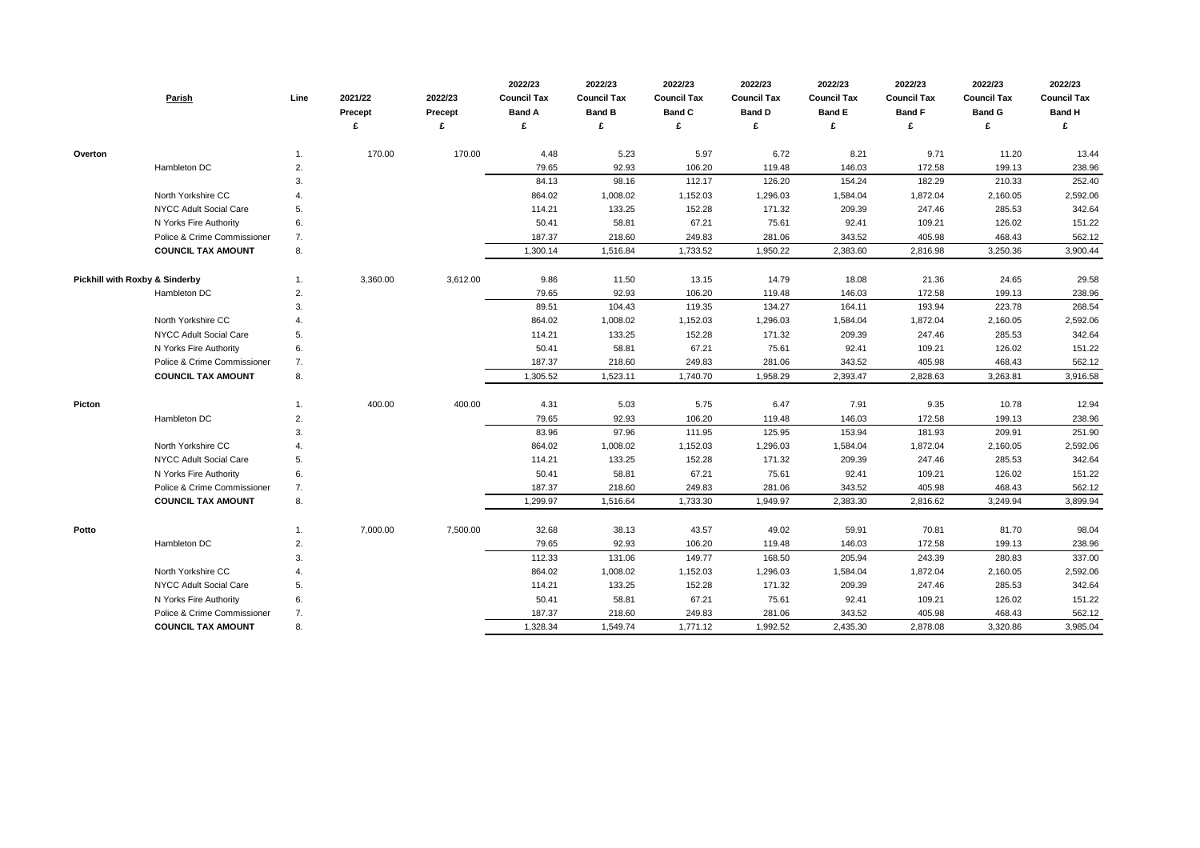| Parish | | Line | 2021/22 Precept £ | 2022/23 Precept £ | 2022/23 Council Tax Band A £ | 2022/23 Council Tax Band B £ | 2022/23 Council Tax Band C £ | 2022/23 Council Tax Band D £ | 2022/23 Council Tax Band E £ | 2022/23 Council Tax Band F £ | 2022/23 Council Tax Band G £ | 2022/23 Council Tax Band H £ |
|---|---|---|---|---|---|---|---|---|---|---|---|---|
| **Overton** | | 1. | 170.00 | 170.00 | 4.48 | 5.23 | 5.97 | 6.72 | 8.21 | 9.71 | 11.20 | 13.44 |
| | Hambleton DC | 2. | | | 79.65 | 92.93 | 106.20 | 119.48 | 146.03 | 172.58 | 199.13 | 238.96 |
| | | 3. | | | 84.13 | 98.16 | 112.17 | 126.20 | 154.24 | 182.29 | 210.33 | 252.40 |
| | North Yorkshire CC | 4. | | | 864.02 | 1,008.02 | 1,152.03 | 1,296.03 | 1,584.04 | 1,872.04 | 2,160.05 | 2,592.06 |
| | NYCC Adult Social Care | 5. | | | 114.21 | 133.25 | 152.28 | 171.32 | 209.39 | 247.46 | 285.53 | 342.64 |
| | N Yorks Fire Authority | 6. | | | 50.41 | 58.81 | 67.21 | 75.61 | 92.41 | 109.21 | 126.02 | 151.22 |
| | Police & Crime Commissioner | 7. | | | 187.37 | 218.60 | 249.83 | 281.06 | 343.52 | 405.98 | 468.43 | 562.12 |
| | **COUNCIL TAX AMOUNT** | 8. | | | 1,300.14 | 1,516.84 | 1,733.52 | 1,950.22 | 2,383.60 | 2,816.98 | 3,250.36 | 3,900.44 |
| **Pickhill with Roxby & Sinderby** | | 1. | 3,360.00 | 3,612.00 | 9.86 | 11.50 | 13.15 | 14.79 | 18.08 | 21.36 | 24.65 | 29.58 |
| | Hambleton DC | 2. | | | 79.65 | 92.93 | 106.20 | 119.48 | 146.03 | 172.58 | 199.13 | 238.96 |
| | | 3. | | | 89.51 | 104.43 | 119.35 | 134.27 | 164.11 | 193.94 | 223.78 | 268.54 |
| | North Yorkshire CC | 4. | | | 864.02 | 1,008.02 | 1,152.03 | 1,296.03 | 1,584.04 | 1,872.04 | 2,160.05 | 2,592.06 |
| | NYCC Adult Social Care | 5. | | | 114.21 | 133.25 | 152.28 | 171.32 | 209.39 | 247.46 | 285.53 | 342.64 |
| | N Yorks Fire Authority | 6. | | | 50.41 | 58.81 | 67.21 | 75.61 | 92.41 | 109.21 | 126.02 | 151.22 |
| | Police & Crime Commissioner | 7. | | | 187.37 | 218.60 | 249.83 | 281.06 | 343.52 | 405.98 | 468.43 | 562.12 |
| | **COUNCIL TAX AMOUNT** | 8. | | | 1,305.52 | 1,523.11 | 1,740.70 | 1,958.29 | 2,393.47 | 2,828.63 | 3,263.81 | 3,916.58 |
| **Picton** | | 1. | 400.00 | 400.00 | 4.31 | 5.03 | 5.75 | 6.47 | 7.91 | 9.35 | 10.78 | 12.94 |
| | Hambleton DC | 2. | | | 79.65 | 92.93 | 106.20 | 119.48 | 146.03 | 172.58 | 199.13 | 238.96 |
| | | 3. | | | 83.96 | 97.96 | 111.95 | 125.95 | 153.94 | 181.93 | 209.91 | 251.90 |
| | North Yorkshire CC | 4. | | | 864.02 | 1,008.02 | 1,152.03 | 1,296.03 | 1,584.04 | 1,872.04 | 2,160.05 | 2,592.06 |
| | NYCC Adult Social Care | 5. | | | 114.21 | 133.25 | 152.28 | 171.32 | 209.39 | 247.46 | 285.53 | 342.64 |
| | N Yorks Fire Authority | 6. | | | 50.41 | 58.81 | 67.21 | 75.61 | 92.41 | 109.21 | 126.02 | 151.22 |
| | Police & Crime Commissioner | 7. | | | 187.37 | 218.60 | 249.83 | 281.06 | 343.52 | 405.98 | 468.43 | 562.12 |
| | **COUNCIL TAX AMOUNT** | 8. | | | 1,299.97 | 1,516.64 | 1,733.30 | 1,949.97 | 2,383.30 | 2,816.62 | 3,249.94 | 3,899.94 |
| **Potto** | | 1. | 7,000.00 | 7,500.00 | 32.68 | 38.13 | 43.57 | 49.02 | 59.91 | 70.81 | 81.70 | 98.04 |
| | Hambleton DC | 2. | | | 79.65 | 92.93 | 106.20 | 119.48 | 146.03 | 172.58 | 199.13 | 238.96 |
| | | 3. | | | 112.33 | 131.06 | 149.77 | 168.50 | 205.94 | 243.39 | 280.83 | 337.00 |
| | North Yorkshire CC | 4. | | | 864.02 | 1,008.02 | 1,152.03 | 1,296.03 | 1,584.04 | 1,872.04 | 2,160.05 | 2,592.06 |
| | NYCC Adult Social Care | 5. | | | 114.21 | 133.25 | 152.28 | 171.32 | 209.39 | 247.46 | 285.53 | 342.64 |
| | N Yorks Fire Authority | 6. | | | 50.41 | 58.81 | 67.21 | 75.61 | 92.41 | 109.21 | 126.02 | 151.22 |
| | Police & Crime Commissioner | 7. | | | 187.37 | 218.60 | 249.83 | 281.06 | 343.52 | 405.98 | 468.43 | 562.12 |
| | **COUNCIL TAX AMOUNT** | 8. | | | 1,328.34 | 1,549.74 | 1,771.12 | 1,992.52 | 2,435.30 | 2,878.08 | 3,320.86 | 3,985.04 |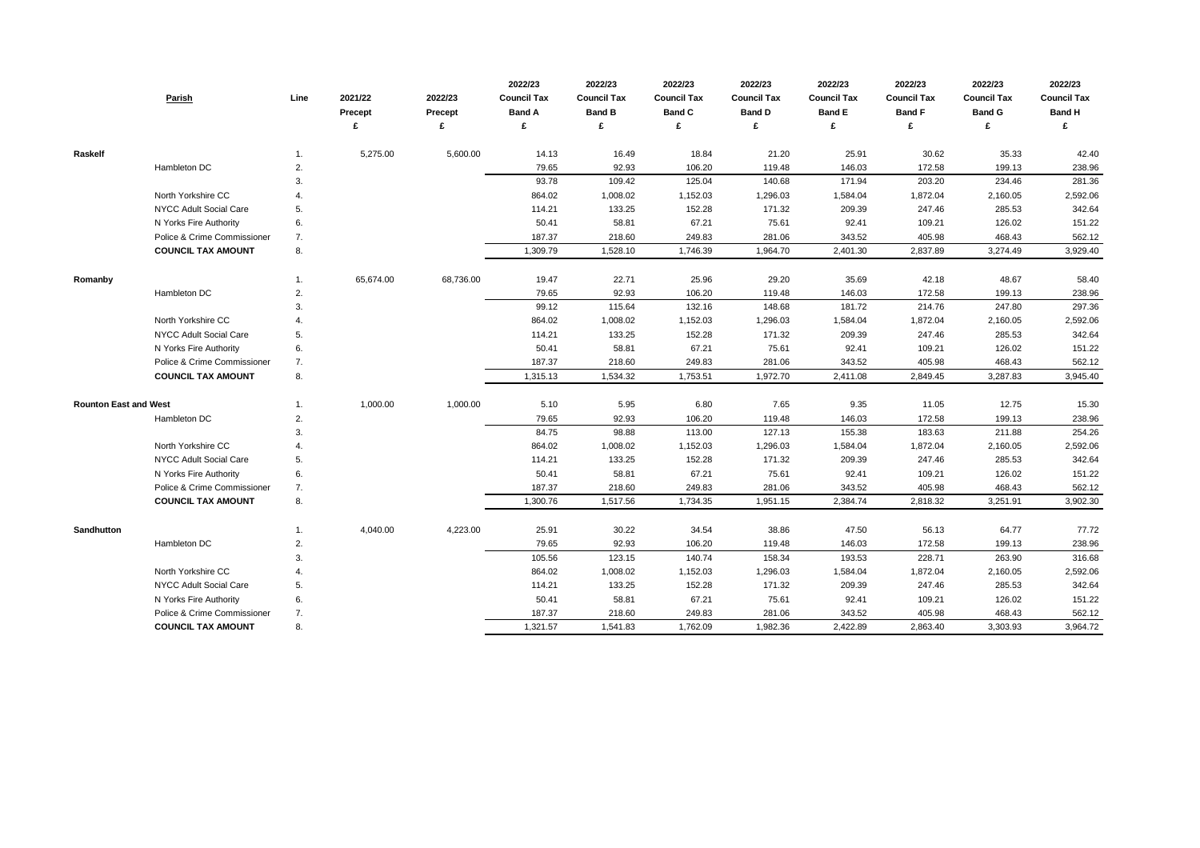| | Parish | Line | 2021/22 Precept £ | 2022/23 Precept £ | 2022/23 Council Tax Band A £ | 2022/23 Council Tax Band B £ | 2022/23 Council Tax Band C £ | 2022/23 Council Tax Band D £ | 2022/23 Council Tax Band E £ | 2022/23 Council Tax Band F £ | 2022/23 Council Tax Band G £ | 2022/23 Council Tax Band H £ |
|---|---|---|---|---|---|---|---|---|---|---|---|---|
| **Raskelf** | | 1. | 5,275.00 | 5,600.00 | 14.13 | 16.49 | 18.84 | 21.20 | 25.91 | 30.62 | 35.33 | 42.40 |
| | Hambleton DC | 2. | | | 79.65 | 92.93 | 106.20 | 119.48 | 146.03 | 172.58 | 199.13 | 238.96 |
| | | 3. | | | 93.78 | 109.42 | 125.04 | 140.68 | 171.94 | 203.20 | 234.46 | 281.36 |
| | North Yorkshire CC | 4. | | | 864.02 | 1,008.02 | 1,152.03 | 1,296.03 | 1,584.04 | 1,872.04 | 2,160.05 | 2,592.06 |
| | NYCC Adult Social Care | 5. | | | 114.21 | 133.25 | 152.28 | 171.32 | 209.39 | 247.46 | 285.53 | 342.64 |
| | N Yorks Fire Authority | 6. | | | 50.41 | 58.81 | 67.21 | 75.61 | 92.41 | 109.21 | 126.02 | 151.22 |
| | Police & Crime Commissioner | 7. | | | 187.37 | 218.60 | 249.83 | 281.06 | 343.52 | 405.98 | 468.43 | 562.12 |
| | **COUNCIL TAX AMOUNT** | 8. | | | 1,309.79 | 1,528.10 | 1,746.39 | 1,964.70 | 2,401.30 | 2,837.89 | 3,274.49 | 3,929.40 |
| **Romanby** | | 1. | 65,674.00 | 68,736.00 | 19.47 | 22.71 | 25.96 | 29.20 | 35.69 | 42.18 | 48.67 | 58.40 |
| | Hambleton DC | 2. | | | 79.65 | 92.93 | 106.20 | 119.48 | 146.03 | 172.58 | 199.13 | 238.96 |
| | | 3. | | | 99.12 | 115.64 | 132.16 | 148.68 | 181.72 | 214.76 | 247.80 | 297.36 |
| | North Yorkshire CC | 4. | | | 864.02 | 1,008.02 | 1,152.03 | 1,296.03 | 1,584.04 | 1,872.04 | 2,160.05 | 2,592.06 |
| | NYCC Adult Social Care | 5. | | | 114.21 | 133.25 | 152.28 | 171.32 | 209.39 | 247.46 | 285.53 | 342.64 |
| | N Yorks Fire Authority | 6. | | | 50.41 | 58.81 | 67.21 | 75.61 | 92.41 | 109.21 | 126.02 | 151.22 |
| | Police & Crime Commissioner | 7. | | | 187.37 | 218.60 | 249.83 | 281.06 | 343.52 | 405.98 | 468.43 | 562.12 |
| | **COUNCIL TAX AMOUNT** | 8. | | | 1,315.13 | 1,534.32 | 1,753.51 | 1,972.70 | 2,411.08 | 2,849.45 | 3,287.83 | 3,945.40 |
| **Rounton East and West** | | 1. | 1,000.00 | 1,000.00 | 5.10 | 5.95 | 6.80 | 7.65 | 9.35 | 11.05 | 12.75 | 15.30 |
| | Hambleton DC | 2. | | | 79.65 | 92.93 | 106.20 | 119.48 | 146.03 | 172.58 | 199.13 | 238.96 |
| | | 3. | | | 84.75 | 98.88 | 113.00 | 127.13 | 155.38 | 183.63 | 211.88 | 254.26 |
| | North Yorkshire CC | 4. | | | 864.02 | 1,008.02 | 1,152.03 | 1,296.03 | 1,584.04 | 1,872.04 | 2,160.05 | 2,592.06 |
| | NYCC Adult Social Care | 5. | | | 114.21 | 133.25 | 152.28 | 171.32 | 209.39 | 247.46 | 285.53 | 342.64 |
| | N Yorks Fire Authority | 6. | | | 50.41 | 58.81 | 67.21 | 75.61 | 92.41 | 109.21 | 126.02 | 151.22 |
| | Police & Crime Commissioner | 7. | | | 187.37 | 218.60 | 249.83 | 281.06 | 343.52 | 405.98 | 468.43 | 562.12 |
| | **COUNCIL TAX AMOUNT** | 8. | | | 1,300.76 | 1,517.56 | 1,734.35 | 1,951.15 | 2,384.74 | 2,818.32 | 3,251.91 | 3,902.30 |
| **Sandhutton** | | 1. | 4,040.00 | 4,223.00 | 25.91 | 30.22 | 34.54 | 38.86 | 47.50 | 56.13 | 64.77 | 77.72 |
| | Hambleton DC | 2. | | | 79.65 | 92.93 | 106.20 | 119.48 | 146.03 | 172.58 | 199.13 | 238.96 |
| | | 3. | | | 105.56 | 123.15 | 140.74 | 158.34 | 193.53 | 228.71 | 263.90 | 316.68 |
| | North Yorkshire CC | 4. | | | 864.02 | 1,008.02 | 1,152.03 | 1,296.03 | 1,584.04 | 1,872.04 | 2,160.05 | 2,592.06 |
| | NYCC Adult Social Care | 5. | | | 114.21 | 133.25 | 152.28 | 171.32 | 209.39 | 247.46 | 285.53 | 342.64 |
| | N Yorks Fire Authority | 6. | | | 50.41 | 58.81 | 67.21 | 75.61 | 92.41 | 109.21 | 126.02 | 151.22 |
| | Police & Crime Commissioner | 7. | | | 187.37 | 218.60 | 249.83 | 281.06 | 343.52 | 405.98 | 468.43 | 562.12 |
| | **COUNCIL TAX AMOUNT** | 8. | | | 1,321.57 | 1,541.83 | 1,762.09 | 1,982.36 | 2,422.89 | 2,863.40 | 3,303.93 | 3,964.72 |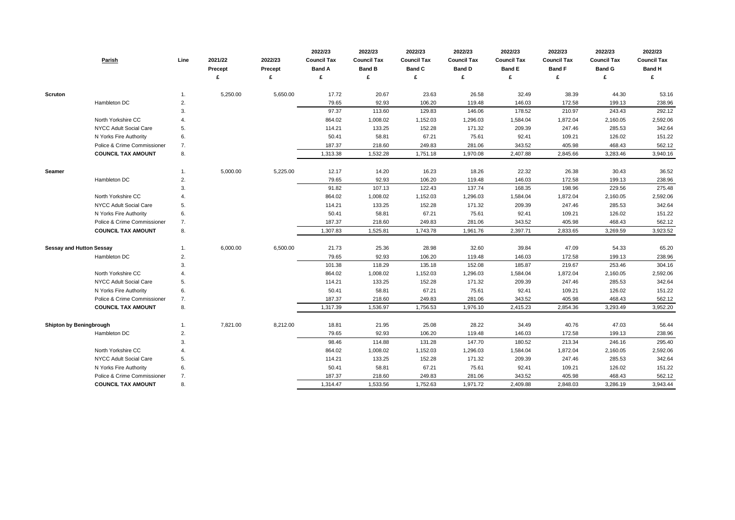| Parish | | Line | 2021/22 Precept £ | 2022/23 Precept £ | 2022/23 Council Tax Band A £ | 2022/23 Council Tax Band B £ | 2022/23 Council Tax Band C £ | 2022/23 Council Tax Band D £ | 2022/23 Council Tax Band E £ | 2022/23 Council Tax Band F £ | 2022/23 Council Tax Band G £ | 2022/23 Council Tax Band H £ |
|---|---|---|---|---|---|---|---|---|---|---|---|---|
| **Scruton** | | 1. | 5,250.00 | 5,650.00 | 17.72 | 20.67 | 23.63 | 26.58 | 32.49 | 38.39 | 44.30 | 53.16 |
| | Hambleton DC | 2. | | | 79.65 | 92.93 | 106.20 | 119.48 | 146.03 | 172.58 | 199.13 | 238.96 |
| | | 3. | | | 97.37 | 113.60 | 129.83 | 146.06 | 178.52 | 210.97 | 243.43 | 292.12 |
| | North Yorkshire CC | 4. | | | 864.02 | 1,008.02 | 1,152.03 | 1,296.03 | 1,584.04 | 1,872.04 | 2,160.05 | 2,592.06 |
| | NYCC Adult Social Care | 5. | | | 114.21 | 133.25 | 152.28 | 171.32 | 209.39 | 247.46 | 285.53 | 342.64 |
| | N Yorks Fire Authority | 6. | | | 50.41 | 58.81 | 67.21 | 75.61 | 92.41 | 109.21 | 126.02 | 151.22 |
| | Police & Crime Commissioner | 7. | | | 187.37 | 218.60 | 249.83 | 281.06 | 343.52 | 405.98 | 468.43 | 562.12 |
| | **COUNCIL TAX AMOUNT** | 8. | | | 1,313.38 | 1,532.28 | 1,751.18 | 1,970.08 | 2,407.88 | 2,845.66 | 3,283.46 | 3,940.16 |
| **Seamer** | | 1. | 5,000.00 | 5,225.00 | 12.17 | 14.20 | 16.23 | 18.26 | 22.32 | 26.38 | 30.43 | 36.52 |
| | Hambleton DC | 2. | | | 79.65 | 92.93 | 106.20 | 119.48 | 146.03 | 172.58 | 199.13 | 238.96 |
| | | 3. | | | 91.82 | 107.13 | 122.43 | 137.74 | 168.35 | 198.96 | 229.56 | 275.48 |
| | North Yorkshire CC | 4. | | | 864.02 | 1,008.02 | 1,152.03 | 1,296.03 | 1,584.04 | 1,872.04 | 2,160.05 | 2,592.06 |
| | NYCC Adult Social Care | 5. | | | 114.21 | 133.25 | 152.28 | 171.32 | 209.39 | 247.46 | 285.53 | 342.64 |
| | N Yorks Fire Authority | 6. | | | 50.41 | 58.81 | 67.21 | 75.61 | 92.41 | 109.21 | 126.02 | 151.22 |
| | Police & Crime Commissioner | 7. | | | 187.37 | 218.60 | 249.83 | 281.06 | 343.52 | 405.98 | 468.43 | 562.12 |
| | **COUNCIL TAX AMOUNT** | 8. | | | 1,307.83 | 1,525.81 | 1,743.78 | 1,961.76 | 2,397.71 | 2,833.65 | 3,269.59 | 3,923.52 |
| **Sessay and Hutton Sessay** | | 1. | 6,000.00 | 6,500.00 | 21.73 | 25.36 | 28.98 | 32.60 | 39.84 | 47.09 | 54.33 | 65.20 |
| | Hambleton DC | 2. | | | 79.65 | 92.93 | 106.20 | 119.48 | 146.03 | 172.58 | 199.13 | 238.96 |
| | | 3. | | | 101.38 | 118.29 | 135.18 | 152.08 | 185.87 | 219.67 | 253.46 | 304.16 |
| | North Yorkshire CC | 4. | | | 864.02 | 1,008.02 | 1,152.03 | 1,296.03 | 1,584.04 | 1,872.04 | 2,160.05 | 2,592.06 |
| | NYCC Adult Social Care | 5. | | | 114.21 | 133.25 | 152.28 | 171.32 | 209.39 | 247.46 | 285.53 | 342.64 |
| | N Yorks Fire Authority | 6. | | | 50.41 | 58.81 | 67.21 | 75.61 | 92.41 | 109.21 | 126.02 | 151.22 |
| | Police & Crime Commissioner | 7. | | | 187.37 | 218.60 | 249.83 | 281.06 | 343.52 | 405.98 | 468.43 | 562.12 |
| | **COUNCIL TAX AMOUNT** | 8. | | | 1,317.39 | 1,536.97 | 1,756.53 | 1,976.10 | 2,415.23 | 2,854.36 | 3,293.49 | 3,952.20 |
| **Shipton by Beningbrough** | | 1. | 7,821.00 | 8,212.00 | 18.81 | 21.95 | 25.08 | 28.22 | 34.49 | 40.76 | 47.03 | 56.44 |
| | Hambleton DC | 2. | | | 79.65 | 92.93 | 106.20 | 119.48 | 146.03 | 172.58 | 199.13 | 238.96 |
| | | 3. | | | 98.46 | 114.88 | 131.28 | 147.70 | 180.52 | 213.34 | 246.16 | 295.40 |
| | North Yorkshire CC | 4. | | | 864.02 | 1,008.02 | 1,152.03 | 1,296.03 | 1,584.04 | 1,872.04 | 2,160.05 | 2,592.06 |
| | NYCC Adult Social Care | 5. | | | 114.21 | 133.25 | 152.28 | 171.32 | 209.39 | 247.46 | 285.53 | 342.64 |
| | N Yorks Fire Authority | 6. | | | 50.41 | 58.81 | 67.21 | 75.61 | 92.41 | 109.21 | 126.02 | 151.22 |
| | Police & Crime Commissioner | 7. | | | 187.37 | 218.60 | 249.83 | 281.06 | 343.52 | 405.98 | 468.43 | 562.12 |
| | **COUNCIL TAX AMOUNT** | 8. | | | 1,314.47 | 1,533.56 | 1,752.63 | 1,971.72 | 2,409.88 | 2,848.03 | 3,286.19 | 3,943.44 |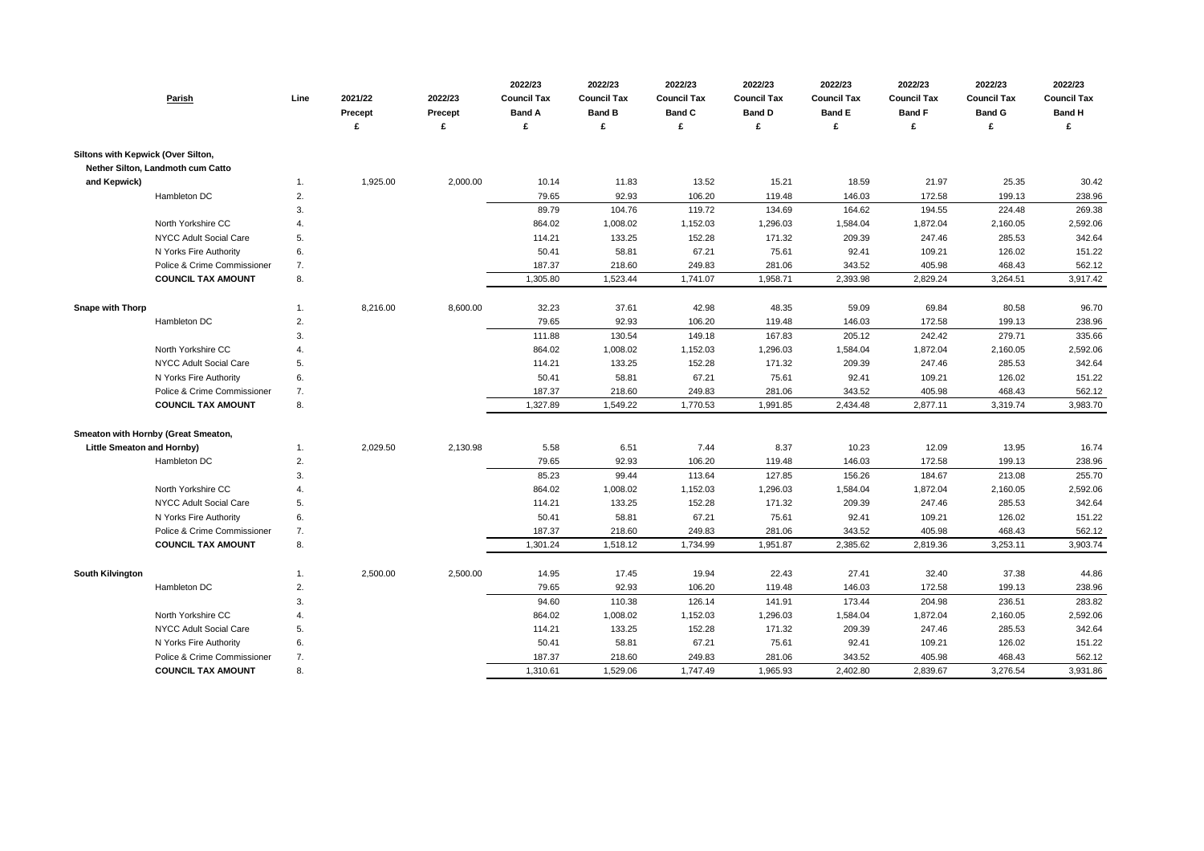| Parish | | Line | 2021/22 Precept £ | 2022/23 Precept £ | 2022/23 Council Tax Band A £ | 2022/23 Council Tax Band B £ | 2022/23 Council Tax Band C £ | 2022/23 Council Tax Band D £ | 2022/23 Council Tax Band E £ | 2022/23 Council Tax Band F £ | 2022/23 Council Tax Band G £ | 2022/23 Council Tax Band H £ |
|---|---|---|---|---|---|---|---|---|---|---|---|---|
| **Siltons with Kepwick (Over Silton, Nether Silton, Landmoth cum Catto and Kepwick)** | | 1. | 1,925.00 | 2,000.00 | 10.14 | 11.83 | 13.52 | 15.21 | 18.59 | 21.97 | 25.35 | 30.42 |
| | Hambleton DC | 2. | | | 79.65 | 92.93 | 106.20 | 119.48 | 146.03 | 172.58 | 199.13 | 238.96 |
| | | 3. | | | 89.79 | 104.76 | 119.72 | 134.69 | 164.62 | 194.55 | 224.48 | 269.38 |
| | North Yorkshire CC | 4. | | | 864.02 | 1,008.02 | 1,152.03 | 1,296.03 | 1,584.04 | 1,872.04 | 2,160.05 | 2,592.06 |
| | NYCC Adult Social Care | 5. | | | 114.21 | 133.25 | 152.28 | 171.32 | 209.39 | 247.46 | 285.53 | 342.64 |
| | N Yorks Fire Authority | 6. | | | 50.41 | 58.81 | 67.21 | 75.61 | 92.41 | 109.21 | 126.02 | 151.22 |
| | Police & Crime Commissioner | 7. | | | 187.37 | 218.60 | 249.83 | 281.06 | 343.52 | 405.98 | 468.43 | 562.12 |
| | **COUNCIL TAX AMOUNT** | 8. | | | 1,305.80 | 1,523.44 | 1,741.07 | 1,958.71 | 2,393.98 | 2,829.24 | 3,264.51 | 3,917.42 |
| **Snape with Thorp** | | 1. | 8,216.00 | 8,600.00 | 32.23 | 37.61 | 42.98 | 48.35 | 59.09 | 69.84 | 80.58 | 96.70 |
| | Hambleton DC | 2. | | | 79.65 | 92.93 | 106.20 | 119.48 | 146.03 | 172.58 | 199.13 | 238.96 |
| | | 3. | | | 111.88 | 130.54 | 149.18 | 167.83 | 205.12 | 242.42 | 279.71 | 335.66 |
| | North Yorkshire CC | 4. | | | 864.02 | 1,008.02 | 1,152.03 | 1,296.03 | 1,584.04 | 1,872.04 | 2,160.05 | 2,592.06 |
| | NYCC Adult Social Care | 5. | | | 114.21 | 133.25 | 152.28 | 171.32 | 209.39 | 247.46 | 285.53 | 342.64 |
| | N Yorks Fire Authority | 6. | | | 50.41 | 58.81 | 67.21 | 75.61 | 92.41 | 109.21 | 126.02 | 151.22 |
| | Police & Crime Commissioner | 7. | | | 187.37 | 218.60 | 249.83 | 281.06 | 343.52 | 405.98 | 468.43 | 562.12 |
| | **COUNCIL TAX AMOUNT** | 8. | | | 1,327.89 | 1,549.22 | 1,770.53 | 1,991.85 | 2,434.48 | 2,877.11 | 3,319.74 | 3,983.70 |
| **Smeaton with Hornby (Great Smeaton, Little Smeaton and Hornby)** | | 1. | 2,029.50 | 2,130.98 | 5.58 | 6.51 | 7.44 | 8.37 | 10.23 | 12.09 | 13.95 | 16.74 |
| | Hambleton DC | 2. | | | 79.65 | 92.93 | 106.20 | 119.48 | 146.03 | 172.58 | 199.13 | 238.96 |
| | | 3. | | | 85.23 | 99.44 | 113.64 | 127.85 | 156.26 | 184.67 | 213.08 | 255.70 |
| | North Yorkshire CC | 4. | | | 864.02 | 1,008.02 | 1,152.03 | 1,296.03 | 1,584.04 | 1,872.04 | 2,160.05 | 2,592.06 |
| | NYCC Adult Social Care | 5. | | | 114.21 | 133.25 | 152.28 | 171.32 | 209.39 | 247.46 | 285.53 | 342.64 |
| | N Yorks Fire Authority | 6. | | | 50.41 | 58.81 | 67.21 | 75.61 | 92.41 | 109.21 | 126.02 | 151.22 |
| | Police & Crime Commissioner | 7. | | | 187.37 | 218.60 | 249.83 | 281.06 | 343.52 | 405.98 | 468.43 | 562.12 |
| | **COUNCIL TAX AMOUNT** | 8. | | | 1,301.24 | 1,518.12 | 1,734.99 | 1,951.87 | 2,385.62 | 2,819.36 | 3,253.11 | 3,903.74 |
| **South Kilvington** | | 1. | 2,500.00 | 2,500.00 | 14.95 | 17.45 | 19.94 | 22.43 | 27.41 | 32.40 | 37.38 | 44.86 |
| | Hambleton DC | 2. | | | 79.65 | 92.93 | 106.20 | 119.48 | 146.03 | 172.58 | 199.13 | 238.96 |
| | | 3. | | | 94.60 | 110.38 | 126.14 | 141.91 | 173.44 | 204.98 | 236.51 | 283.82 |
| | North Yorkshire CC | 4. | | | 864.02 | 1,008.02 | 1,152.03 | 1,296.03 | 1,584.04 | 1,872.04 | 2,160.05 | 2,592.06 |
| | NYCC Adult Social Care | 5. | | | 114.21 | 133.25 | 152.28 | 171.32 | 209.39 | 247.46 | 285.53 | 342.64 |
| | N Yorks Fire Authority | 6. | | | 50.41 | 58.81 | 67.21 | 75.61 | 92.41 | 109.21 | 126.02 | 151.22 |
| | Police & Crime Commissioner | 7. | | | 187.37 | 218.60 | 249.83 | 281.06 | 343.52 | 405.98 | 468.43 | 562.12 |
| | **COUNCIL TAX AMOUNT** | 8. | | | 1,310.61 | 1,529.06 | 1,747.49 | 1,965.93 | 2,402.80 | 2,839.67 | 3,276.54 | 3,931.86 |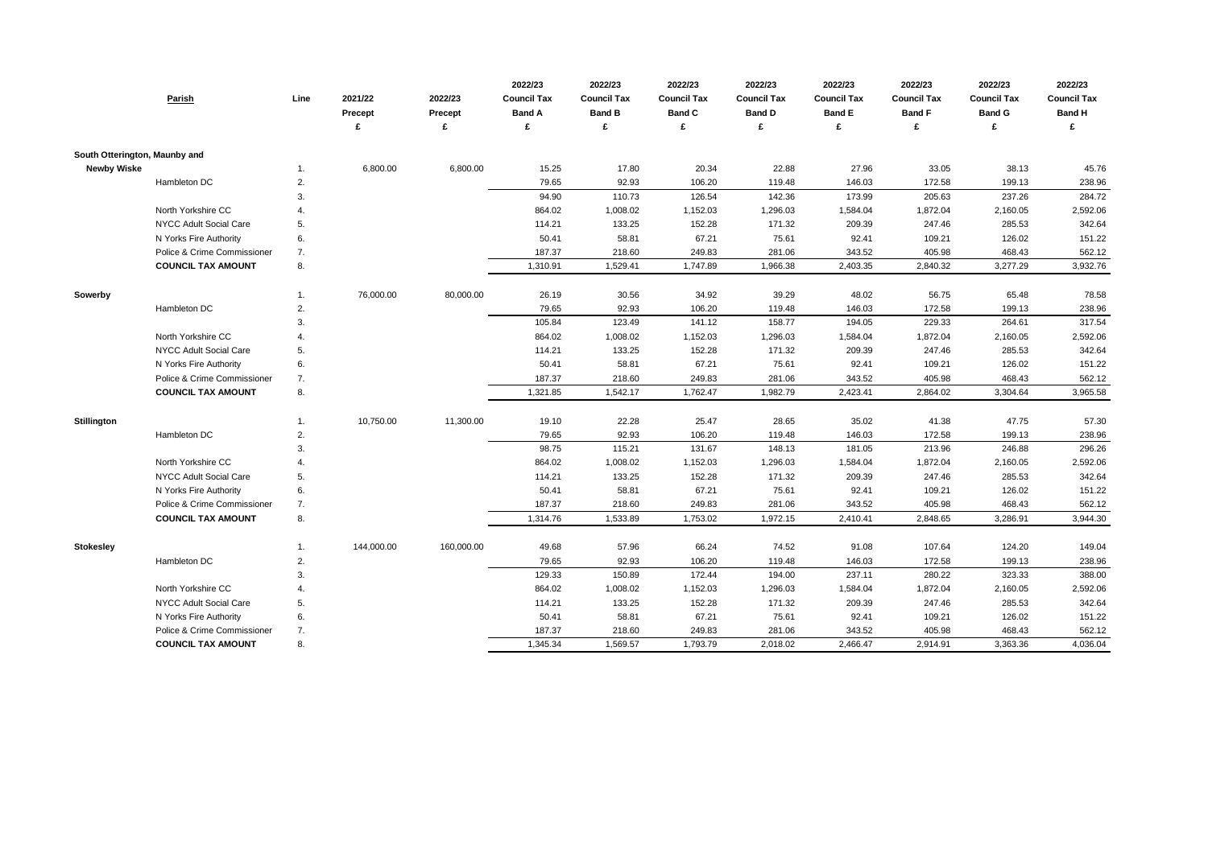| Parish | | Line | 2021/22 Precept £ | 2022/23 Precept £ | 2022/23 Council Tax Band A £ | 2022/23 Council Tax Band B £ | 2022/23 Council Tax Band C £ | 2022/23 Council Tax Band D £ | 2022/23 Council Tax Band E £ | 2022/23 Council Tax Band F £ | 2022/23 Council Tax Band G £ | 2022/23 Council Tax Band H £ |
|---|---|---|---|---|---|---|---|---|---|---|---|---|
| **South Otterington, Maunby and Newby Wiske** | | 1. | 6,800.00 | 6,800.00 | 15.25 | 17.80 | 20.34 | 22.88 | 27.96 | 33.05 | 38.13 | 45.76 |
| | Hambleton DC | 2. | | | 79.65 | 92.93 | 106.20 | 119.48 | 146.03 | 172.58 | 199.13 | 238.96 |
| | | 3. | | | 94.90 | 110.73 | 126.54 | 142.36 | 173.99 | 205.63 | 237.26 | 284.72 |
| | North Yorkshire CC | 4. | | | 864.02 | 1,008.02 | 1,152.03 | 1,296.03 | 1,584.04 | 1,872.04 | 2,160.05 | 2,592.06 |
| | NYCC Adult Social Care | 5. | | | 114.21 | 133.25 | 152.28 | 171.32 | 209.39 | 247.46 | 285.53 | 342.64 |
| | N Yorks Fire Authority | 6. | | | 50.41 | 58.81 | 67.21 | 75.61 | 92.41 | 109.21 | 126.02 | 151.22 |
| | Police & Crime Commissioner | 7. | | | 187.37 | 218.60 | 249.83 | 281.06 | 343.52 | 405.98 | 468.43 | 562.12 |
| | **COUNCIL TAX AMOUNT** | 8. | | | 1,310.91 | 1,529.41 | 1,747.89 | 1,966.38 | 2,403.35 | 2,840.32 | 3,277.29 | 3,932.76 |
| **Sowerby** | | 1. | 76,000.00 | 80,000.00 | 26.19 | 30.56 | 34.92 | 39.29 | 48.02 | 56.75 | 65.48 | 78.58 |
| | Hambleton DC | 2. | | | 79.65 | 92.93 | 106.20 | 119.48 | 146.03 | 172.58 | 199.13 | 238.96 |
| | | 3. | | | 105.84 | 123.49 | 141.12 | 158.77 | 194.05 | 229.33 | 264.61 | 317.54 |
| | North Yorkshire CC | 4. | | | 864.02 | 1,008.02 | 1,152.03 | 1,296.03 | 1,584.04 | 1,872.04 | 2,160.05 | 2,592.06 |
| | NYCC Adult Social Care | 5. | | | 114.21 | 133.25 | 152.28 | 171.32 | 209.39 | 247.46 | 285.53 | 342.64 |
| | N Yorks Fire Authority | 6. | | | 50.41 | 58.81 | 67.21 | 75.61 | 92.41 | 109.21 | 126.02 | 151.22 |
| | Police & Crime Commissioner | 7. | | | 187.37 | 218.60 | 249.83 | 281.06 | 343.52 | 405.98 | 468.43 | 562.12 |
| | **COUNCIL TAX AMOUNT** | 8. | | | 1,321.85 | 1,542.17 | 1,762.47 | 1,982.79 | 2,423.41 | 2,864.02 | 3,304.64 | 3,965.58 |
| **Stillington** | | 1. | 10,750.00 | 11,300.00 | 19.10 | 22.28 | 25.47 | 28.65 | 35.02 | 41.38 | 47.75 | 57.30 |
| | Hambleton DC | 2. | | | 79.65 | 92.93 | 106.20 | 119.48 | 146.03 | 172.58 | 199.13 | 238.96 |
| | | 3. | | | 98.75 | 115.21 | 131.67 | 148.13 | 181.05 | 213.96 | 246.88 | 296.26 |
| | North Yorkshire CC | 4. | | | 864.02 | 1,008.02 | 1,152.03 | 1,296.03 | 1,584.04 | 1,872.04 | 2,160.05 | 2,592.06 |
| | NYCC Adult Social Care | 5. | | | 114.21 | 133.25 | 152.28 | 171.32 | 209.39 | 247.46 | 285.53 | 342.64 |
| | N Yorks Fire Authority | 6. | | | 50.41 | 58.81 | 67.21 | 75.61 | 92.41 | 109.21 | 126.02 | 151.22 |
| | Police & Crime Commissioner | 7. | | | 187.37 | 218.60 | 249.83 | 281.06 | 343.52 | 405.98 | 468.43 | 562.12 |
| | **COUNCIL TAX AMOUNT** | 8. | | | 1,314.76 | 1,533.89 | 1,753.02 | 1,972.15 | 2,410.41 | 2,848.65 | 3,286.91 | 3,944.30 |
| **Stokesley** | | 1. | 144,000.00 | 160,000.00 | 49.68 | 57.96 | 66.24 | 74.52 | 91.08 | 107.64 | 124.20 | 149.04 |
| | Hambleton DC | 2. | | | 79.65 | 92.93 | 106.20 | 119.48 | 146.03 | 172.58 | 199.13 | 238.96 |
| | | 3. | | | 129.33 | 150.89 | 172.44 | 194.00 | 237.11 | 280.22 | 323.33 | 388.00 |
| | North Yorkshire CC | 4. | | | 864.02 | 1,008.02 | 1,152.03 | 1,296.03 | 1,584.04 | 1,872.04 | 2,160.05 | 2,592.06 |
| | NYCC Adult Social Care | 5. | | | 114.21 | 133.25 | 152.28 | 171.32 | 209.39 | 247.46 | 285.53 | 342.64 |
| | N Yorks Fire Authority | 6. | | | 50.41 | 58.81 | 67.21 | 75.61 | 92.41 | 109.21 | 126.02 | 151.22 |
| | Police & Crime Commissioner | 7. | | | 187.37 | 218.60 | 249.83 | 281.06 | 343.52 | 405.98 | 468.43 | 562.12 |
| | **COUNCIL TAX AMOUNT** | 8. | | | 1,345.34 | 1,569.57 | 1,793.79 | 2,018.02 | 2,466.47 | 2,914.91 | 3,363.36 | 4,036.04 |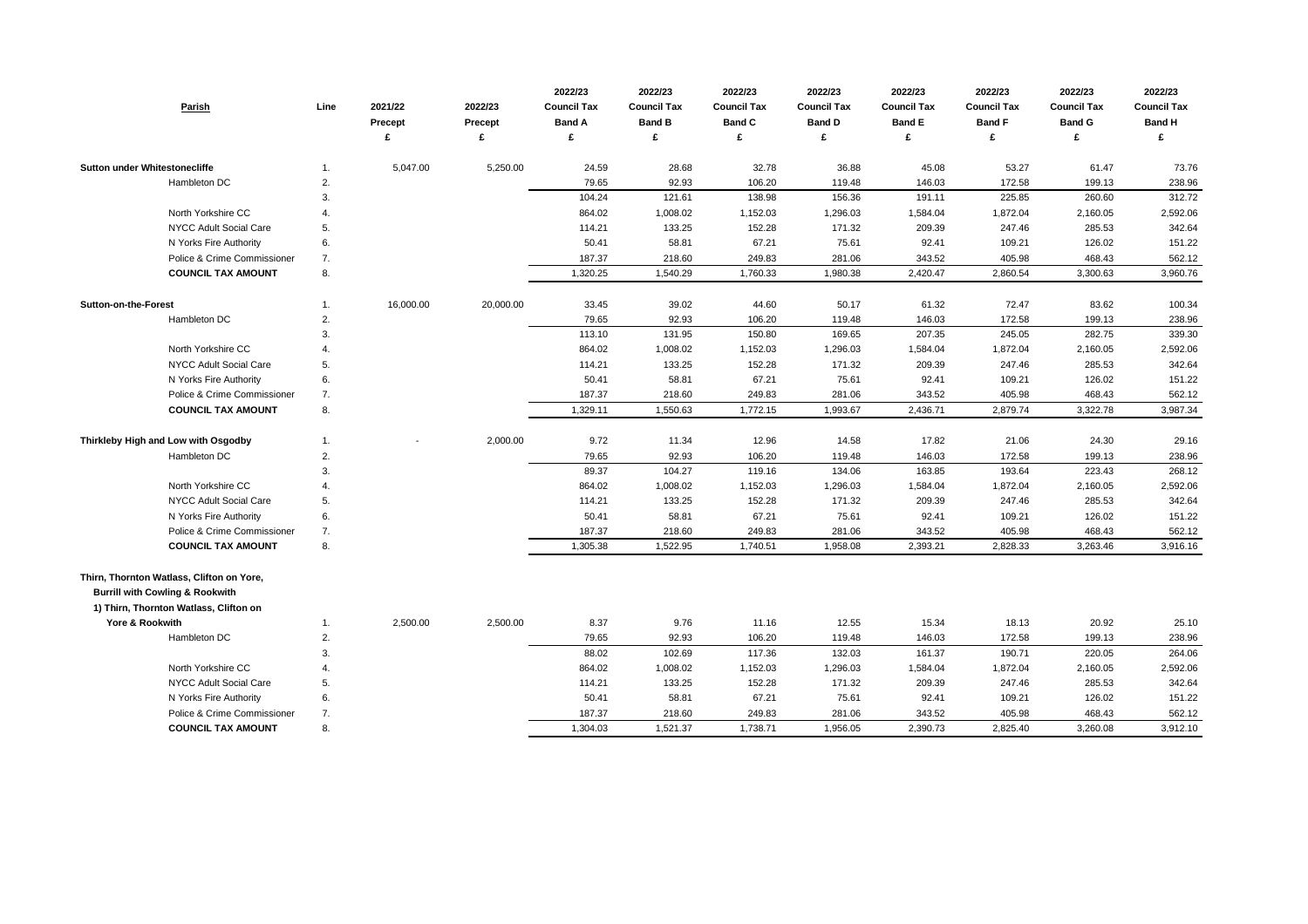| Parish | Line | 2021/22 Precept £ | 2022/23 Precept £ | 2022/23 Council Tax Band A £ | 2022/23 Council Tax Band B £ | 2022/23 Council Tax Band C £ | 2022/23 Council Tax Band D £ | 2022/23 Council Tax Band E £ | 2022/23 Council Tax Band F £ | 2022/23 Council Tax Band G £ | 2022/23 Council Tax Band H £ |
|---|---|---|---|---|---|---|---|---|---|---|---|
| **Sutton under Whitestonecliffe** | 1. | 5,047.00 | 5,250.00 | 24.59 | 28.68 | 32.78 | 36.88 | 45.08 | 53.27 | 61.47 | 73.76 |
| Hambleton DC | 2. | | | 79.65 | 92.93 | 106.20 | 119.48 | 146.03 | 172.58 | 199.13 | 238.96 |
| | 3. | | | 104.24 | 121.61 | 138.98 | 156.36 | 191.11 | 225.85 | 260.60 | 312.72 |
| North Yorkshire CC | 4. | | | 864.02 | 1,008.02 | 1,152.03 | 1,296.03 | 1,584.04 | 1,872.04 | 2,160.05 | 2,592.06 |
| NYCC Adult Social Care | 5. | | | 114.21 | 133.25 | 152.28 | 171.32 | 209.39 | 247.46 | 285.53 | 342.64 |
| N Yorks Fire Authority | 6. | | | 50.41 | 58.81 | 67.21 | 75.61 | 92.41 | 109.21 | 126.02 | 151.22 |
| Police & Crime Commissioner | 7. | | | 187.37 | 218.60 | 249.83 | 281.06 | 343.52 | 405.98 | 468.43 | 562.12 |
| **COUNCIL TAX AMOUNT** | 8. | | | 1,320.25 | 1,540.29 | 1,760.33 | 1,980.38 | 2,420.47 | 2,860.54 | 3,300.63 | 3,960.76 |
| **Sutton-on-the-Forest** | 1. | 16,000.00 | 20,000.00 | 33.45 | 39.02 | 44.60 | 50.17 | 61.32 | 72.47 | 83.62 | 100.34 |
| Hambleton DC | 2. | | | 79.65 | 92.93 | 106.20 | 119.48 | 146.03 | 172.58 | 199.13 | 238.96 |
| | 3. | | | 113.10 | 131.95 | 150.80 | 169.65 | 207.35 | 245.05 | 282.75 | 339.30 |
| North Yorkshire CC | 4. | | | 864.02 | 1,008.02 | 1,152.03 | 1,296.03 | 1,584.04 | 1,872.04 | 2,160.05 | 2,592.06 |
| NYCC Adult Social Care | 5. | | | 114.21 | 133.25 | 152.28 | 171.32 | 209.39 | 247.46 | 285.53 | 342.64 |
| N Yorks Fire Authority | 6. | | | 50.41 | 58.81 | 67.21 | 75.61 | 92.41 | 109.21 | 126.02 | 151.22 |
| Police & Crime Commissioner | 7. | | | 187.37 | 218.60 | 249.83 | 281.06 | 343.52 | 405.98 | 468.43 | 562.12 |
| **COUNCIL TAX AMOUNT** | 8. | | | 1,329.11 | 1,550.63 | 1,772.15 | 1,993.67 | 2,436.71 | 2,879.74 | 3,322.78 | 3,987.34 |
| **Thirkleby High and Low with Osgodby** | 1. | - | 2,000.00 | 9.72 | 11.34 | 12.96 | 14.58 | 17.82 | 21.06 | 24.30 | 29.16 |
| Hambleton DC | 2. | | | 79.65 | 92.93 | 106.20 | 119.48 | 146.03 | 172.58 | 199.13 | 238.96 |
| | 3. | | | 89.37 | 104.27 | 119.16 | 134.06 | 163.85 | 193.64 | 223.43 | 268.12 |
| North Yorkshire CC | 4. | | | 864.02 | 1,008.02 | 1,152.03 | 1,296.03 | 1,584.04 | 1,872.04 | 2,160.05 | 2,592.06 |
| NYCC Adult Social Care | 5. | | | 114.21 | 133.25 | 152.28 | 171.32 | 209.39 | 247.46 | 285.53 | 342.64 |
| N Yorks Fire Authority | 6. | | | 50.41 | 58.81 | 67.21 | 75.61 | 92.41 | 109.21 | 126.02 | 151.22 |
| Police & Crime Commissioner | 7. | | | 187.37 | 218.60 | 249.83 | 281.06 | 343.52 | 405.98 | 468.43 | 562.12 |
| **COUNCIL TAX AMOUNT** | 8. | | | 1,305.38 | 1,522.95 | 1,740.51 | 1,958.08 | 2,393.21 | 2,828.33 | 3,263.46 | 3,916.16 |
| **Thirn, Thornton Watlass, Clifton on Yore, Burrill with Cowling & Rookwith** | | | | | | | | | | | |
| **1) Thirn, Thornton Watlass, Clifton on Yore & Rookwith** | 1. | 2,500.00 | 2,500.00 | 8.37 | 9.76 | 11.16 | 12.55 | 15.34 | 18.13 | 20.92 | 25.10 |
| Hambleton DC | 2. | | | 79.65 | 92.93 | 106.20 | 119.48 | 146.03 | 172.58 | 199.13 | 238.96 |
| | 3. | | | 88.02 | 102.69 | 117.36 | 132.03 | 161.37 | 190.71 | 220.05 | 264.06 |
| North Yorkshire CC | 4. | | | 864.02 | 1,008.02 | 1,152.03 | 1,296.03 | 1,584.04 | 1,872.04 | 2,160.05 | 2,592.06 |
| NYCC Adult Social Care | 5. | | | 114.21 | 133.25 | 152.28 | 171.32 | 209.39 | 247.46 | 285.53 | 342.64 |
| N Yorks Fire Authority | 6. | | | 50.41 | 58.81 | 67.21 | 75.61 | 92.41 | 109.21 | 126.02 | 151.22 |
| Police & Crime Commissioner | 7. | | | 187.37 | 218.60 | 249.83 | 281.06 | 343.52 | 405.98 | 468.43 | 562.12 |
| **COUNCIL TAX AMOUNT** | 8. | | | 1,304.03 | 1,521.37 | 1,738.71 | 1,956.05 | 2,390.73 | 2,825.40 | 3,260.08 | 3,912.10 |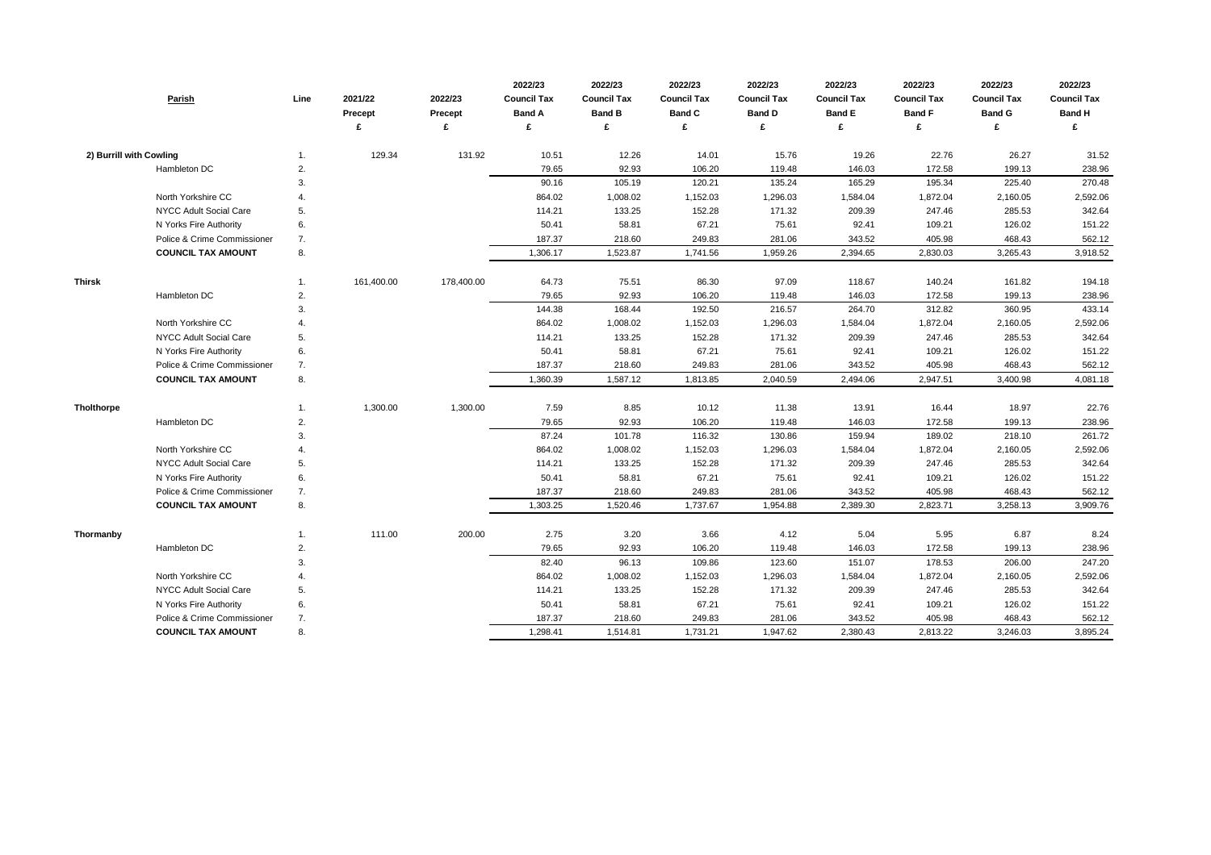| Parish | | Line | 2021/22 Precept £ | 2022/23 Precept £ | 2022/23 Council Tax Band A £ | 2022/23 Council Tax Band B £ | 2022/23 Council Tax Band C £ | 2022/23 Council Tax Band D £ | 2022/23 Council Tax Band E £ | 2022/23 Council Tax Band F £ | 2022/23 Council Tax Band G £ | 2022/23 Council Tax Band H £ |
|---|---|---|---|---|---|---|---|---|---|---|---|---|
| **2) Burrill with Cowling** | | 1. | 129.34 | 131.92 | 10.51 | 12.26 | 14.01 | 15.76 | 19.26 | 22.76 | 26.27 | 31.52 |
| | Hambleton DC | 2. | | | 79.65 | 92.93 | 106.20 | 119.48 | 146.03 | 172.58 | 199.13 | 238.96 |
| | | 3. | | | 90.16 | 105.19 | 120.21 | 135.24 | 165.29 | 195.34 | 225.40 | 270.48 |
| | North Yorkshire CC | 4. | | | 864.02 | 1,008.02 | 1,152.03 | 1,296.03 | 1,584.04 | 1,872.04 | 2,160.05 | 2,592.06 |
| | NYCC Adult Social Care | 5. | | | 114.21 | 133.25 | 152.28 | 171.32 | 209.39 | 247.46 | 285.53 | 342.64 |
| | N Yorks Fire Authority | 6. | | | 50.41 | 58.81 | 67.21 | 75.61 | 92.41 | 109.21 | 126.02 | 151.22 |
| | Police & Crime Commissioner | 7. | | | 187.37 | 218.60 | 249.83 | 281.06 | 343.52 | 405.98 | 468.43 | 562.12 |
| | **COUNCIL TAX AMOUNT** | 8. | | | 1,306.17 | 1,523.87 | 1,741.56 | 1,959.26 | 2,394.65 | 2,830.03 | 3,265.43 | 3,918.52 |
| **Thirsk** | | 1. | 161,400.00 | 178,400.00 | 64.73 | 75.51 | 86.30 | 97.09 | 118.67 | 140.24 | 161.82 | 194.18 |
| | Hambleton DC | 2. | | | 79.65 | 92.93 | 106.20 | 119.48 | 146.03 | 172.58 | 199.13 | 238.96 |
| | | 3. | | | 144.38 | 168.44 | 192.50 | 216.57 | 264.70 | 312.82 | 360.95 | 433.14 |
| | North Yorkshire CC | 4. | | | 864.02 | 1,008.02 | 1,152.03 | 1,296.03 | 1,584.04 | 1,872.04 | 2,160.05 | 2,592.06 |
| | NYCC Adult Social Care | 5. | | | 114.21 | 133.25 | 152.28 | 171.32 | 209.39 | 247.46 | 285.53 | 342.64 |
| | N Yorks Fire Authority | 6. | | | 50.41 | 58.81 | 67.21 | 75.61 | 92.41 | 109.21 | 126.02 | 151.22 |
| | Police & Crime Commissioner | 7. | | | 187.37 | 218.60 | 249.83 | 281.06 | 343.52 | 405.98 | 468.43 | 562.12 |
| | **COUNCIL TAX AMOUNT** | 8. | | | 1,360.39 | 1,587.12 | 1,813.85 | 2,040.59 | 2,494.06 | 2,947.51 | 3,400.98 | 4,081.18 |
| **Tholthorpe** | | 1. | 1,300.00 | 1,300.00 | 7.59 | 8.85 | 10.12 | 11.38 | 13.91 | 16.44 | 18.97 | 22.76 |
| | Hambleton DC | 2. | | | 79.65 | 92.93 | 106.20 | 119.48 | 146.03 | 172.58 | 199.13 | 238.96 |
| | | 3. | | | 87.24 | 101.78 | 116.32 | 130.86 | 159.94 | 189.02 | 218.10 | 261.72 |
| | North Yorkshire CC | 4. | | | 864.02 | 1,008.02 | 1,152.03 | 1,296.03 | 1,584.04 | 1,872.04 | 2,160.05 | 2,592.06 |
| | NYCC Adult Social Care | 5. | | | 114.21 | 133.25 | 152.28 | 171.32 | 209.39 | 247.46 | 285.53 | 342.64 |
| | N Yorks Fire Authority | 6. | | | 50.41 | 58.81 | 67.21 | 75.61 | 92.41 | 109.21 | 126.02 | 151.22 |
| | Police & Crime Commissioner | 7. | | | 187.37 | 218.60 | 249.83 | 281.06 | 343.52 | 405.98 | 468.43 | 562.12 |
| | **COUNCIL TAX AMOUNT** | 8. | | | 1,303.25 | 1,520.46 | 1,737.67 | 1,954.88 | 2,389.30 | 2,823.71 | 3,258.13 | 3,909.76 |
| **Thormanby** | | 1. | 111.00 | 200.00 | 2.75 | 3.20 | 3.66 | 4.12 | 5.04 | 5.95 | 6.87 | 8.24 |
| | Hambleton DC | 2. | | | 79.65 | 92.93 | 106.20 | 119.48 | 146.03 | 172.58 | 199.13 | 238.96 |
| | | 3. | | | 82.40 | 96.13 | 109.86 | 123.60 | 151.07 | 178.53 | 206.00 | 247.20 |
| | North Yorkshire CC | 4. | | | 864.02 | 1,008.02 | 1,152.03 | 1,296.03 | 1,584.04 | 1,872.04 | 2,160.05 | 2,592.06 |
| | NYCC Adult Social Care | 5. | | | 114.21 | 133.25 | 152.28 | 171.32 | 209.39 | 247.46 | 285.53 | 342.64 |
| | N Yorks Fire Authority | 6. | | | 50.41 | 58.81 | 67.21 | 75.61 | 92.41 | 109.21 | 126.02 | 151.22 |
| | Police & Crime Commissioner | 7. | | | 187.37 | 218.60 | 249.83 | 281.06 | 343.52 | 405.98 | 468.43 | 562.12 |
| | **COUNCIL TAX AMOUNT** | 8. | | | 1,298.41 | 1,514.81 | 1,731.21 | 1,947.62 | 2,380.43 | 2,813.22 | 3,246.03 | 3,895.24 |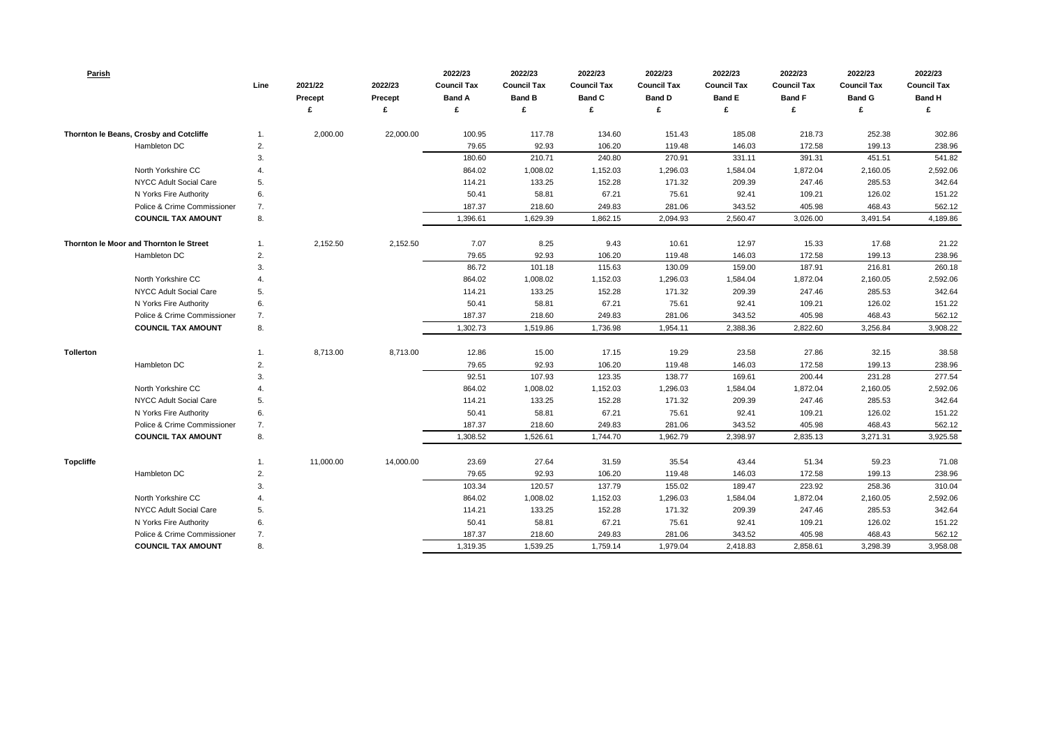| Parish | Line | 2021/22 Precept £ | 2022/23 Precept £ | 2022/23 Council Tax Band A £ | 2022/23 Council Tax Band B £ | 2022/23 Council Tax Band C £ | 2022/23 Council Tax Band D £ | 2022/23 Council Tax Band E £ | 2022/23 Council Tax Band F £ | 2022/23 Council Tax Band G £ | 2022/23 Council Tax Band H £ |
|---|---|---|---|---|---|---|---|---|---|---|---|
| **Thornton le Beans, Crosby and Cotcliffe** | 1. | 2,000.00 | 22,000.00 | 100.95 | 117.78 | 134.60 | 151.43 | 185.08 | 218.73 | 252.38 | 302.86 |
| Hambleton DC | 2. | | | 79.65 | 92.93 | 106.20 | 119.48 | 146.03 | 172.58 | 199.13 | 238.96 |
| | 3. | | | 180.60 | 210.71 | 240.80 | 270.91 | 331.11 | 391.31 | 451.51 | 541.82 |
| North Yorkshire CC | 4. | | | 864.02 | 1,008.02 | 1,152.03 | 1,296.03 | 1,584.04 | 1,872.04 | 2,160.05 | 2,592.06 |
| NYCC Adult Social Care | 5. | | | 114.21 | 133.25 | 152.28 | 171.32 | 209.39 | 247.46 | 285.53 | 342.64 |
| N Yorks Fire Authority | 6. | | | 50.41 | 58.81 | 67.21 | 75.61 | 92.41 | 109.21 | 126.02 | 151.22 |
| Police & Crime Commissioner | 7. | | | 187.37 | 218.60 | 249.83 | 281.06 | 343.52 | 405.98 | 468.43 | 562.12 |
| **COUNCIL TAX AMOUNT** | 8. | | | 1,396.61 | 1,629.39 | 1,862.15 | 2,094.93 | 2,560.47 | 3,026.00 | 3,491.54 | 4,189.86 |
| **Thornton le Moor and Thornton le Street** | 1. | 2,152.50 | 2,152.50 | 7.07 | 8.25 | 9.43 | 10.61 | 12.97 | 15.33 | 17.68 | 21.22 |
| Hambleton DC | 2. | | | 79.65 | 92.93 | 106.20 | 119.48 | 146.03 | 172.58 | 199.13 | 238.96 |
| | 3. | | | 86.72 | 101.18 | 115.63 | 130.09 | 159.00 | 187.91 | 216.81 | 260.18 |
| North Yorkshire CC | 4. | | | 864.02 | 1,008.02 | 1,152.03 | 1,296.03 | 1,584.04 | 1,872.04 | 2,160.05 | 2,592.06 |
| NYCC Adult Social Care | 5. | | | 114.21 | 133.25 | 152.28 | 171.32 | 209.39 | 247.46 | 285.53 | 342.64 |
| N Yorks Fire Authority | 6. | | | 50.41 | 58.81 | 67.21 | 75.61 | 92.41 | 109.21 | 126.02 | 151.22 |
| Police & Crime Commissioner | 7. | | | 187.37 | 218.60 | 249.83 | 281.06 | 343.52 | 405.98 | 468.43 | 562.12 |
| **COUNCIL TAX AMOUNT** | 8. | | | 1,302.73 | 1,519.86 | 1,736.98 | 1,954.11 | 2,388.36 | 2,822.60 | 3,256.84 | 3,908.22 |
| **Tollerton** | 1. | 8,713.00 | 8,713.00 | 12.86 | 15.00 | 17.15 | 19.29 | 23.58 | 27.86 | 32.15 | 38.58 |
| Hambleton DC | 2. | | | 79.65 | 92.93 | 106.20 | 119.48 | 146.03 | 172.58 | 199.13 | 238.96 |
| | 3. | | | 92.51 | 107.93 | 123.35 | 138.77 | 169.61 | 200.44 | 231.28 | 277.54 |
| North Yorkshire CC | 4. | | | 864.02 | 1,008.02 | 1,152.03 | 1,296.03 | 1,584.04 | 1,872.04 | 2,160.05 | 2,592.06 |
| NYCC Adult Social Care | 5. | | | 114.21 | 133.25 | 152.28 | 171.32 | 209.39 | 247.46 | 285.53 | 342.64 |
| N Yorks Fire Authority | 6. | | | 50.41 | 58.81 | 67.21 | 75.61 | 92.41 | 109.21 | 126.02 | 151.22 |
| Police & Crime Commissioner | 7. | | | 187.37 | 218.60 | 249.83 | 281.06 | 343.52 | 405.98 | 468.43 | 562.12 |
| **COUNCIL TAX AMOUNT** | 8. | | | 1,308.52 | 1,526.61 | 1,744.70 | 1,962.79 | 2,398.97 | 2,835.13 | 3,271.31 | 3,925.58 |
| **Topcliffe** | 1. | 11,000.00 | 14,000.00 | 23.69 | 27.64 | 31.59 | 35.54 | 43.44 | 51.34 | 59.23 | 71.08 |
| Hambleton DC | 2. | | | 79.65 | 92.93 | 106.20 | 119.48 | 146.03 | 172.58 | 199.13 | 238.96 |
| | 3. | | | 103.34 | 120.57 | 137.79 | 155.02 | 189.47 | 223.92 | 258.36 | 310.04 |
| North Yorkshire CC | 4. | | | 864.02 | 1,008.02 | 1,152.03 | 1,296.03 | 1,584.04 | 1,872.04 | 2,160.05 | 2,592.06 |
| NYCC Adult Social Care | 5. | | | 114.21 | 133.25 | 152.28 | 171.32 | 209.39 | 247.46 | 285.53 | 342.64 |
| N Yorks Fire Authority | 6. | | | 50.41 | 58.81 | 67.21 | 75.61 | 92.41 | 109.21 | 126.02 | 151.22 |
| Police & Crime Commissioner | 7. | | | 187.37 | 218.60 | 249.83 | 281.06 | 343.52 | 405.98 | 468.43 | 562.12 |
| **COUNCIL TAX AMOUNT** | 8. | | | 1,319.35 | 1,539.25 | 1,759.14 | 1,979.04 | 2,418.83 | 2,858.61 | 3,298.39 | 3,958.08 |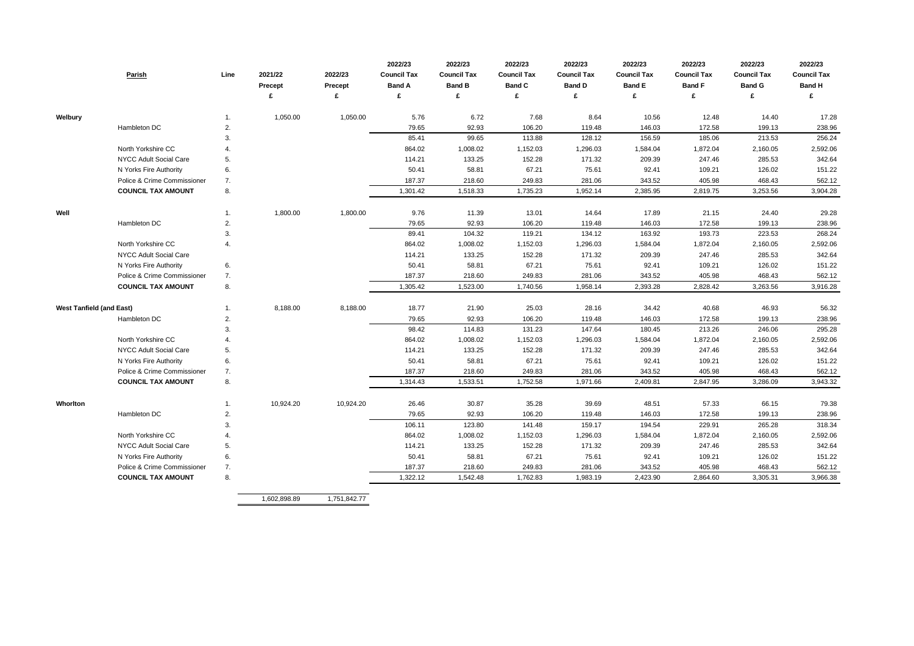| Parish | | Line | 2021/22 Precept £ | 2022/23 Precept £ | 2022/23 Council Tax Band A £ | 2022/23 Council Tax Band B £ | 2022/23 Council Tax Band C £ | 2022/23 Council Tax Band D £ | 2022/23 Council Tax Band E £ | 2022/23 Council Tax Band F £ | 2022/23 Council Tax Band G £ | 2022/23 Council Tax Band H £ |
|---|---|---|---|---|---|---|---|---|---|---|---|---|
| **Welbury** | | 1. | 1,050.00 | 1,050.00 | 5.76 | 6.72 | 7.68 | 8.64 | 10.56 | 12.48 | 14.40 | 17.28 |
| | Hambleton DC | 2. | | | 79.65 | 92.93 | 106.20 | 119.48 | 146.03 | 172.58 | 199.13 | 238.96 |
| | | 3. | | | 85.41 | 99.65 | 113.88 | 128.12 | 156.59 | 185.06 | 213.53 | 256.24 |
| | North Yorkshire CC | 4. | | | 864.02 | 1,008.02 | 1,152.03 | 1,296.03 | 1,584.04 | 1,872.04 | 2,160.05 | 2,592.06 |
| | NYCC Adult Social Care | 5. | | | 114.21 | 133.25 | 152.28 | 171.32 | 209.39 | 247.46 | 285.53 | 342.64 |
| | N Yorks Fire Authority | 6. | | | 50.41 | 58.81 | 67.21 | 75.61 | 92.41 | 109.21 | 126.02 | 151.22 |
| | Police & Crime Commissioner | 7. | | | 187.37 | 218.60 | 249.83 | 281.06 | 343.52 | 405.98 | 468.43 | 562.12 |
| | **COUNCIL TAX AMOUNT** | 8. | | | 1,301.42 | 1,518.33 | 1,735.23 | 1,952.14 | 2,385.95 | 2,819.75 | 3,253.56 | 3,904.28 |
| **Well** | | 1. | 1,800.00 | 1,800.00 | 9.76 | 11.39 | 13.01 | 14.64 | 17.89 | 21.15 | 24.40 | 29.28 |
| | Hambleton DC | 2. | | | 79.65 | 92.93 | 106.20 | 119.48 | 146.03 | 172.58 | 199.13 | 238.96 |
| | | 3. | | | 89.41 | 104.32 | 119.21 | 134.12 | 163.92 | 193.73 | 223.53 | 268.24 |
| | North Yorkshire CC | 4. | | | 864.02 | 1,008.02 | 1,152.03 | 1,296.03 | 1,584.04 | 1,872.04 | 2,160.05 | 2,592.06 |
| | NYCC Adult Social Care | | | | 114.21 | 133.25 | 152.28 | 171.32 | 209.39 | 247.46 | 285.53 | 342.64 |
| | N Yorks Fire Authority | 6. | | | 50.41 | 58.81 | 67.21 | 75.61 | 92.41 | 109.21 | 126.02 | 151.22 |
| | Police & Crime Commissioner | 7. | | | 187.37 | 218.60 | 249.83 | 281.06 | 343.52 | 405.98 | 468.43 | 562.12 |
| | **COUNCIL TAX AMOUNT** | 8. | | | 1,305.42 | 1,523.00 | 1,740.56 | 1,958.14 | 2,393.28 | 2,828.42 | 3,263.56 | 3,916.28 |
| **West Tanfield (and East)** | | 1. | 8,188.00 | 8,188.00 | 18.77 | 21.90 | 25.03 | 28.16 | 34.42 | 40.68 | 46.93 | 56.32 |
| | Hambleton DC | 2. | | | 79.65 | 92.93 | 106.20 | 119.48 | 146.03 | 172.58 | 199.13 | 238.96 |
| | | 3. | | | 98.42 | 114.83 | 131.23 | 147.64 | 180.45 | 213.26 | 246.06 | 295.28 |
| | North Yorkshire CC | 4. | | | 864.02 | 1,008.02 | 1,152.03 | 1,296.03 | 1,584.04 | 1,872.04 | 2,160.05 | 2,592.06 |
| | NYCC Adult Social Care | 5. | | | 114.21 | 133.25 | 152.28 | 171.32 | 209.39 | 247.46 | 285.53 | 342.64 |
| | N Yorks Fire Authority | 6. | | | 50.41 | 58.81 | 67.21 | 75.61 | 92.41 | 109.21 | 126.02 | 151.22 |
| | Police & Crime Commissioner | 7. | | | 187.37 | 218.60 | 249.83 | 281.06 | 343.52 | 405.98 | 468.43 | 562.12 |
| | **COUNCIL TAX AMOUNT** | 8. | | | 1,314.43 | 1,533.51 | 1,752.58 | 1,971.66 | 2,409.81 | 2,847.95 | 3,286.09 | 3,943.32 |
| **Whorlton** | | 1. | 10,924.20 | 10,924.20 | 26.46 | 30.87 | 35.28 | 39.69 | 48.51 | 57.33 | 66.15 | 79.38 |
| | Hambleton DC | 2. | | | 79.65 | 92.93 | 106.20 | 119.48 | 146.03 | 172.58 | 199.13 | 238.96 |
| | | 3. | | | 106.11 | 123.80 | 141.48 | 159.17 | 194.54 | 229.91 | 265.28 | 318.34 |
| | North Yorkshire CC | 4. | | | 864.02 | 1,008.02 | 1,152.03 | 1,296.03 | 1,584.04 | 1,872.04 | 2,160.05 | 2,592.06 |
| | NYCC Adult Social Care | 5. | | | 114.21 | 133.25 | 152.28 | 171.32 | 209.39 | 247.46 | 285.53 | 342.64 |
| | N Yorks Fire Authority | 6. | | | 50.41 | 58.81 | 67.21 | 75.61 | 92.41 | 109.21 | 126.02 | 151.22 |
| | Police & Crime Commissioner | 7. | | | 187.37 | 218.60 | 249.83 | 281.06 | 343.52 | 405.98 | 468.43 | 562.12 |
| | **COUNCIL TAX AMOUNT** | 8. | | | 1,322.12 | 1,542.48 | 1,762.83 | 1,983.19 | 2,423.90 | 2,864.60 | 3,305.31 | 3,966.38 |
| | | | 1,602,898.89 | 1,751,842.77 | | | | | | | | |